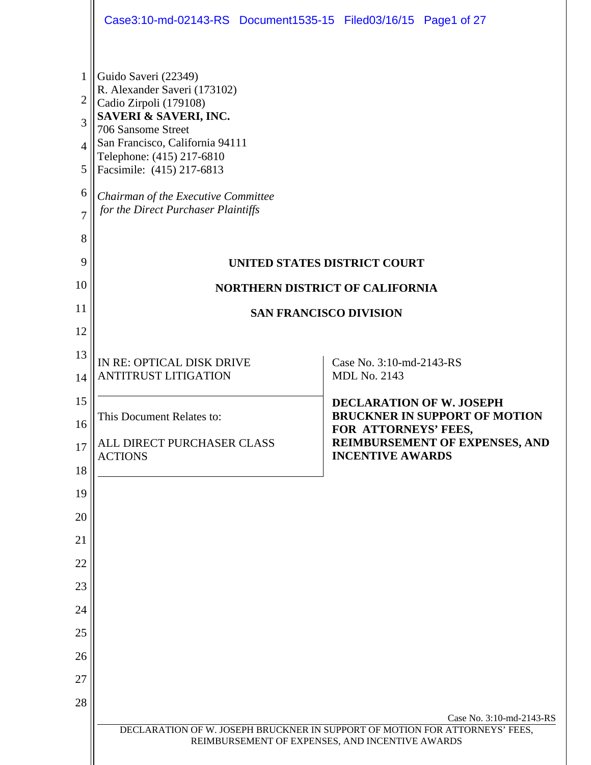Guido Saveri (22349)
R. Alexander Saveri (173102)
Cadio Zirpoli (179108)
**SAVERI & SAVERI, INC.**
706 Sansome Street
San Francisco, California 94111
Telephone: (415) 217-6810
Facsimile: (415) 217-6813

*Chairman of the Executive Committee for the Direct Purchaser Plaintiffs*

**UNITED STATES DISTRICT COURT**

**NORTHERN DISTRICT OF CALIFORNIA**

**SAN FRANCISCO DIVISION**

| | |
|---|---|
| IN RE: OPTICAL DISK DRIVE ANTITRUST LITIGATION | Case No. 3:10-md-2143-RS<br>MDL No. 2143 |
| This Document Relates to:<br><br>ALL DIRECT PURCHASER CLASS ACTIONS | **DECLARATION OF W. JOSEPH BRUCKNER IN SUPPORT OF MOTION FOR ATTORNEYS' FEES, REIMBURSEMENT OF EXPENSES, AND INCENTIVE AWARDS** |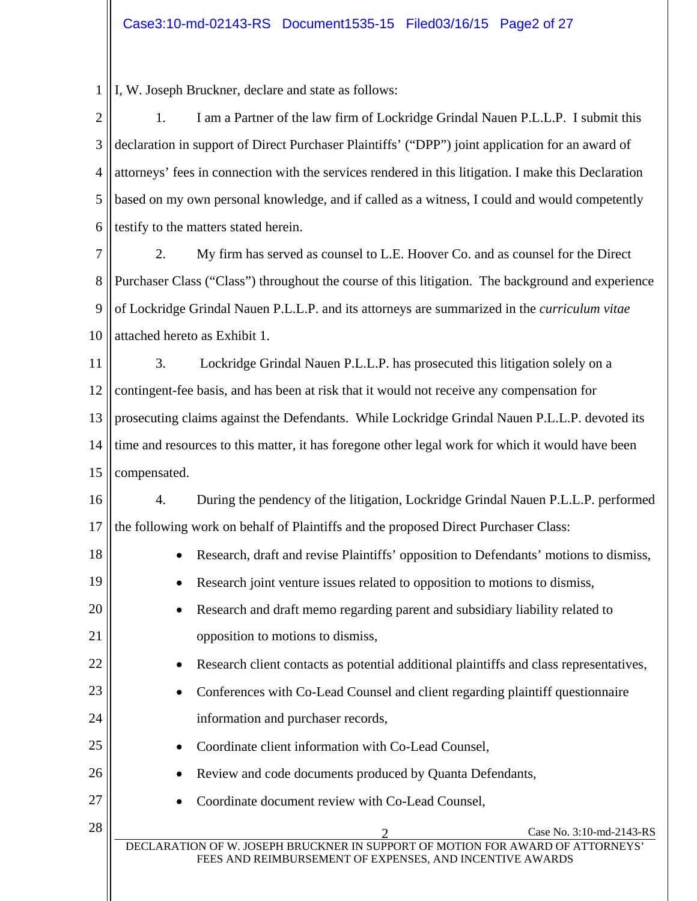I, W. Joseph Bruckner, declare and state as follows:

1. I am a Partner of the law firm of Lockridge Grindal Nauen P.L.L.P. I submit this declaration in support of Direct Purchaser Plaintiffs' ("DPP") joint application for an award of attorneys' fees in connection with the services rendered in this litigation. I make this Declaration based on my own personal knowledge, and if called as a witness, I could and would competently testify to the matters stated herein.

2. My firm has served as counsel to L.E. Hoover Co. and as counsel for the Direct Purchaser Class ("Class") throughout the course of this litigation. The background and experience of Lockridge Grindal Nauen P.L.L.P. and its attorneys are summarized in the *curriculum vitae* attached hereto as Exhibit 1.

3. Lockridge Grindal Nauen P.L.L.P. has prosecuted this litigation solely on a contingent-fee basis, and has been at risk that it would not receive any compensation for prosecuting claims against the Defendants. While Lockridge Grindal Nauen P.L.L.P. devoted its time and resources to this matter, it has foregone other legal work for which it would have been compensated.

4. During the pendency of the litigation, Lockridge Grindal Nauen P.L.L.P. performed the following work on behalf of Plaintiffs and the proposed Direct Purchaser Class:

- Research, draft and revise Plaintiffs' opposition to Defendants' motions to dismiss,
- Research joint venture issues related to opposition to motions to dismiss,
- Research and draft memo regarding parent and subsidiary liability related to opposition to motions to dismiss,
- Research client contacts as potential additional plaintiffs and class representatives,
- Conferences with Co-Lead Counsel and client regarding plaintiff questionnaire information and purchaser records,
- Coordinate client information with Co-Lead Counsel,
- Review and code documents produced by Quanta Defendants,
- Coordinate document review with Co-Lead Counsel,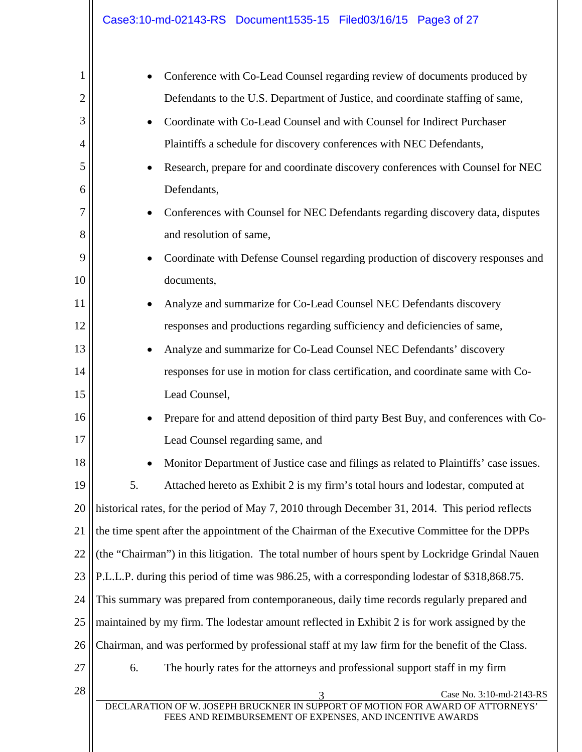- Conference with Co-Lead Counsel regarding review of documents produced by Defendants to the U.S. Department of Justice, and coordinate staffing of same,
- Coordinate with Co-Lead Counsel and with Counsel for Indirect Purchaser Plaintiffs a schedule for discovery conferences with NEC Defendants,
- Research, prepare for and coordinate discovery conferences with Counsel for NEC Defendants,
- Conferences with Counsel for NEC Defendants regarding discovery data, disputes and resolution of same,
- Coordinate with Defense Counsel regarding production of discovery responses and documents,
- Analyze and summarize for Co-Lead Counsel NEC Defendants discovery responses and productions regarding sufficiency and deficiencies of same,
- Analyze and summarize for Co-Lead Counsel NEC Defendants' discovery responses for use in motion for class certification, and coordinate same with Co-Lead Counsel,
- Prepare for and attend deposition of third party Best Buy, and conferences with Co-Lead Counsel regarding same, and
- Monitor Department of Justice case and filings as related to Plaintiffs' case issues.

5. Attached hereto as Exhibit 2 is my firm's total hours and lodestar, computed at historical rates, for the period of May 7, 2010 through December 31, 2014. This period reflects the time spent after the appointment of the Chairman of the Executive Committee for the DPPs (the "Chairman") in this litigation. The total number of hours spent by Lockridge Grindal Nauen P.L.L.P. during this period of time was 986.25, with a corresponding lodestar of $318,868.75. This summary was prepared from contemporaneous, daily time records regularly prepared and maintained by my firm. The lodestar amount reflected in Exhibit 2 is for work assigned by the Chairman, and was performed by professional staff at my law firm for the benefit of the Class.

6. The hourly rates for the attorneys and professional support staff in my firm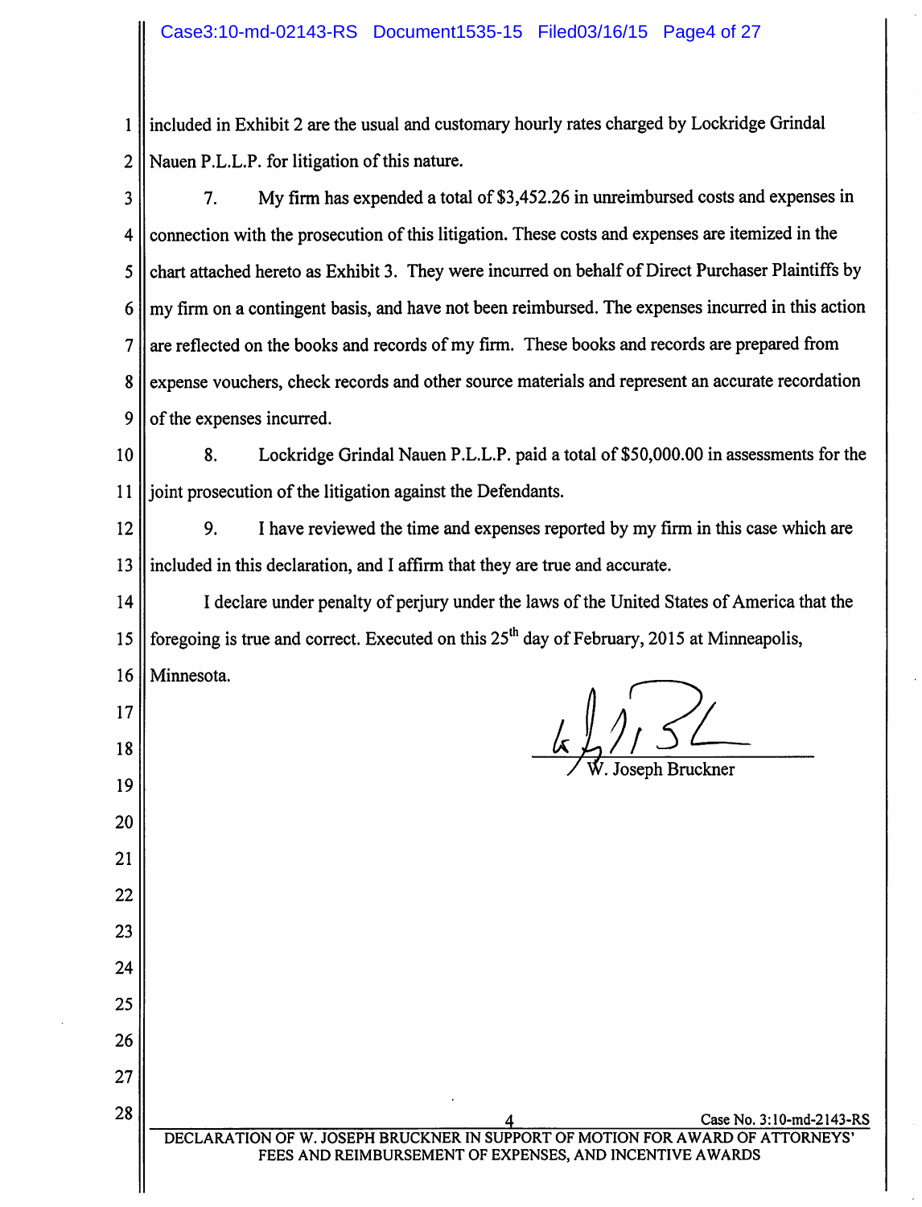included in Exhibit 2 are the usual and customary hourly rates charged by Lockridge Grindal Nauen P.L.L.P. for litigation of this nature.

7. My firm has expended a total of $3,452.26 in unreimbursed costs and expenses in connection with the prosecution of this litigation. These costs and expenses are itemized in the chart attached hereto as Exhibit 3. They were incurred on behalf of Direct Purchaser Plaintiffs by my firm on a contingent basis, and have not been reimbursed. The expenses incurred in this action are reflected on the books and records of my firm. These books and records are prepared from expense vouchers, check records and other source materials and represent an accurate recordation of the expenses incurred.

8. Lockridge Grindal Nauen P.L.L.P. paid a total of $50,000.00 in assessments for the joint prosecution of the litigation against the Defendants.

9. I have reviewed the time and expenses reported by my firm in this case which are included in this declaration, and I affirm that they are true and accurate.

I declare under penalty of perjury under the laws of the United States of America that the foregoing is true and correct. Executed on this 25th day of February, 2015 at Minneapolis, Minnesota.

W. Joseph Bruckner

DECLARATION OF W. JOSEPH BRUCKNER IN SUPPORT OF MOTION FOR AWARD OF ATTORNEYS' FEES AND REIMBURSEMENT OF EXPENSES, AND INCENTIVE AWARDS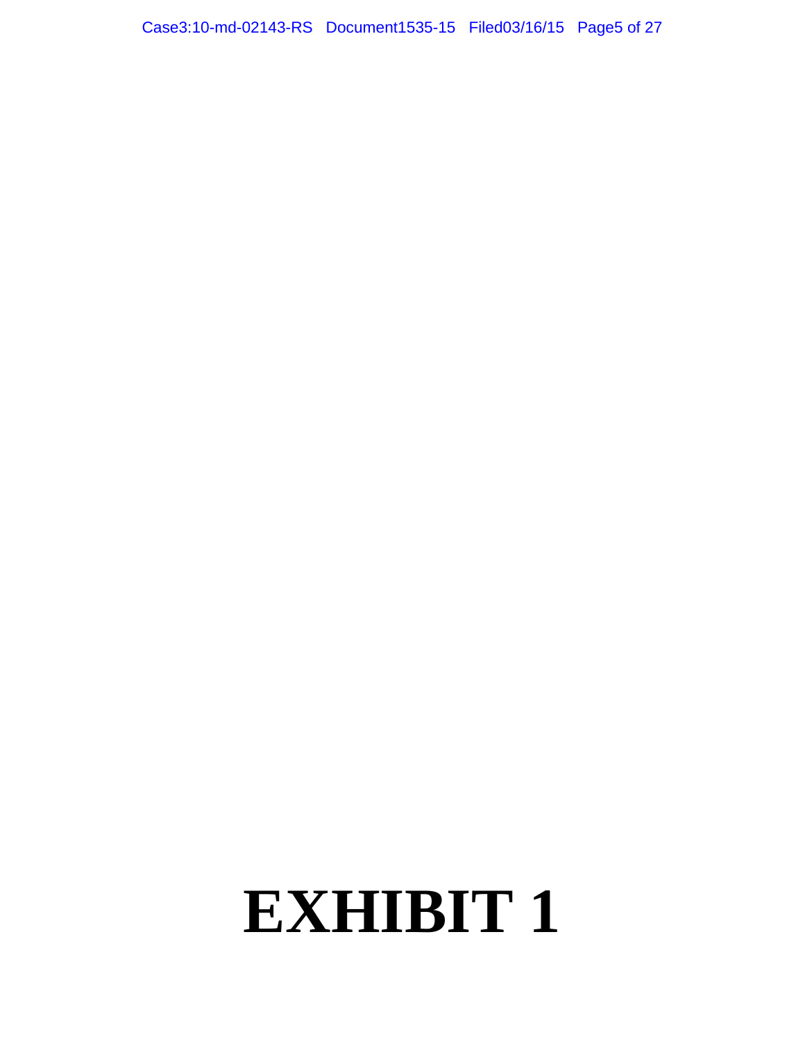# EXHIBIT 1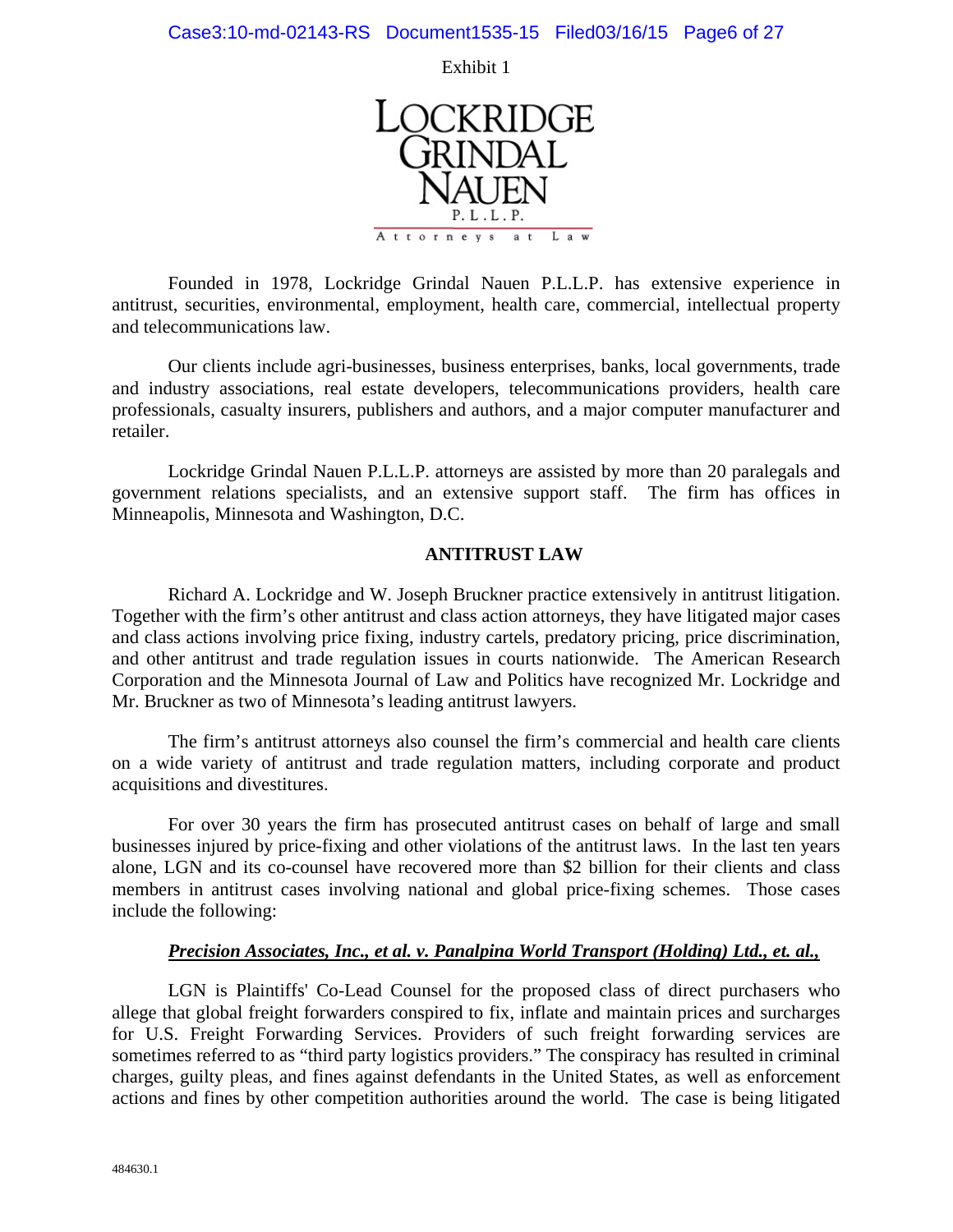Exhibit 1

LOCKRIDGE GRINDAL NAUEN P.L.L.P.

Attorneys at Law

Founded in 1978, Lockridge Grindal Nauen P.L.L.P. has extensive experience in antitrust, securities, environmental, employment, health care, commercial, intellectual property and telecommunications law.

Our clients include agri-businesses, business enterprises, banks, local governments, trade and industry associations, real estate developers, telecommunications providers, health care professionals, casualty insurers, publishers and authors, and a major computer manufacturer and retailer.

Lockridge Grindal Nauen P.L.L.P. attorneys are assisted by more than 20 paralegals and government relations specialists, and an extensive support staff. The firm has offices in Minneapolis, Minnesota and Washington, D.C.

**ANTITRUST LAW**

Richard A. Lockridge and W. Joseph Bruckner practice extensively in antitrust litigation. Together with the firm's other antitrust and class action attorneys, they have litigated major cases and class actions involving price fixing, industry cartels, predatory pricing, price discrimination, and other antitrust and trade regulation issues in courts nationwide. The American Research Corporation and the Minnesota Journal of Law and Politics have recognized Mr. Lockridge and Mr. Bruckner as two of Minnesota's leading antitrust lawyers.

The firm's antitrust attorneys also counsel the firm's commercial and health care clients on a wide variety of antitrust and trade regulation matters, including corporate and product acquisitions and divestitures.

For over 30 years the firm has prosecuted antitrust cases on behalf of large and small businesses injured by price-fixing and other violations of the antitrust laws. In the last ten years alone, LGN and its co-counsel have recovered more than $2 billion for their clients and class members in antitrust cases involving national and global price-fixing schemes. Those cases include the following:

***Precision Associates, Inc., et al. v. Panalpina World Transport (Holding) Ltd., et. al.,***

LGN is Plaintiffs' Co-Lead Counsel for the proposed class of direct purchasers who allege that global freight forwarders conspired to fix, inflate and maintain prices and surcharges for U.S. Freight Forwarding Services. Providers of such freight forwarding services are sometimes referred to as "third party logistics providers." The conspiracy has resulted in criminal charges, guilty pleas, and fines against defendants in the United States, as well as enforcement actions and fines by other competition authorities around the world. The case is being litigated

484630.1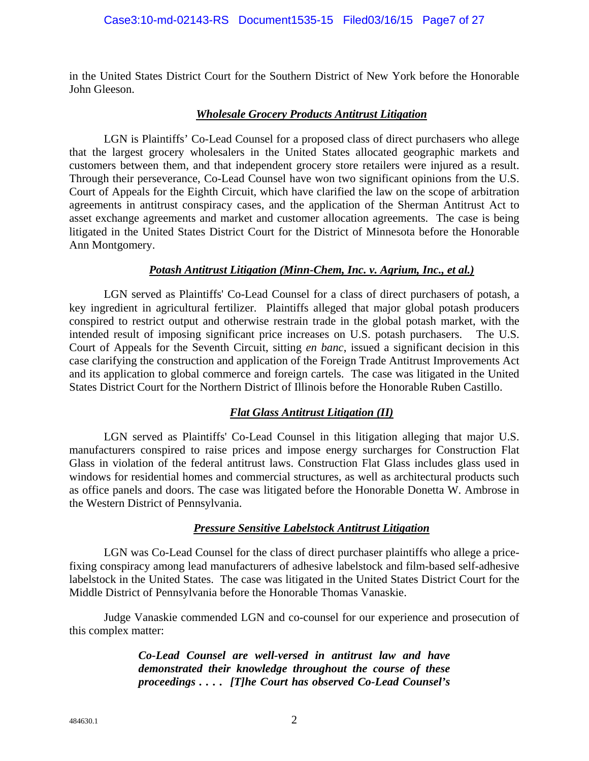in the United States District Court for the Southern District of New York before the Honorable John Gleeson.

### ***Wholesale Grocery Products Antitrust Litigation***

LGN is Plaintiffs' Co-Lead Counsel for a proposed class of direct purchasers who allege that the largest grocery wholesalers in the United States allocated geographic markets and customers between them, and that independent grocery store retailers were injured as a result. Through their perseverance, Co-Lead Counsel have won two significant opinions from the U.S. Court of Appeals for the Eighth Circuit, which have clarified the law on the scope of arbitration agreements in antitrust conspiracy cases, and the application of the Sherman Antitrust Act to asset exchange agreements and market and customer allocation agreements. The case is being litigated in the United States District Court for the District of Minnesota before the Honorable Ann Montgomery.

### ***Potash Antitrust Litigation (Minn-Chem, Inc. v. Agrium, Inc., et al.)***

LGN served as Plaintiffs' Co-Lead Counsel for a class of direct purchasers of potash, a key ingredient in agricultural fertilizer. Plaintiffs alleged that major global potash producers conspired to restrict output and otherwise restrain trade in the global potash market, with the intended result of imposing significant price increases on U.S. potash purchasers. The U.S. Court of Appeals for the Seventh Circuit, sitting *en banc*, issued a significant decision in this case clarifying the construction and application of the Foreign Trade Antitrust Improvements Act and its application to global commerce and foreign cartels. The case was litigated in the United States District Court for the Northern District of Illinois before the Honorable Ruben Castillo.

### ***Flat Glass Antitrust Litigation (II)***

LGN served as Plaintiffs' Co-Lead Counsel in this litigation alleging that major U.S. manufacturers conspired to raise prices and impose energy surcharges for Construction Flat Glass in violation of the federal antitrust laws. Construction Flat Glass includes glass used in windows for residential homes and commercial structures, as well as architectural products such as office panels and doors. The case was litigated before the Honorable Donetta W. Ambrose in the Western District of Pennsylvania.

### ***Pressure Sensitive Labelstock Antitrust Litigation***

LGN was Co-Lead Counsel for the class of direct purchaser plaintiffs who allege a price-fixing conspiracy among lead manufacturers of adhesive labelstock and film-based self-adhesive labelstock in the United States. The case was litigated in the United States District Court for the Middle District of Pennsylvania before the Honorable Thomas Vanaskie.

Judge Vanaskie commended LGN and co-counsel for our experience and prosecution of this complex matter:

> ***Co-Lead Counsel are well-versed in antitrust law and have demonstrated their knowledge throughout the course of these proceedings . . . . [T]he Court has observed Co-Lead Counsel's***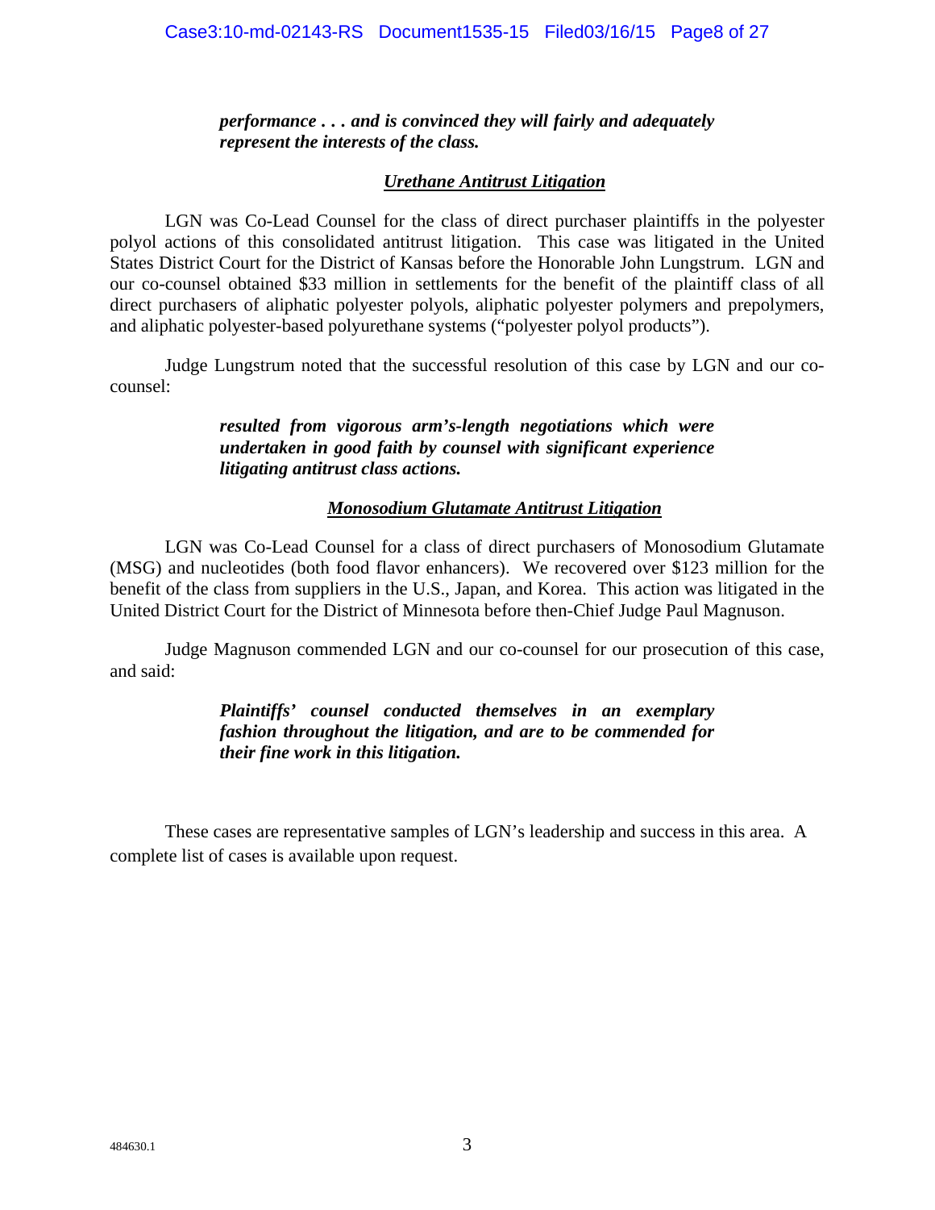> ***performance . . . and is convinced they will fairly and adequately represent the interests of the class.***

***Urethane Antitrust Litigation***

LGN was Co-Lead Counsel for the class of direct purchaser plaintiffs in the polyester polyol actions of this consolidated antitrust litigation. This case was litigated in the United States District Court for the District of Kansas before the Honorable John Lungstrum. LGN and our co-counsel obtained $33 million in settlements for the benefit of the plaintiff class of all direct purchasers of aliphatic polyester polyols, aliphatic polyester polymers and prepolymers, and aliphatic polyester-based polyurethane systems ("polyester polyol products").

Judge Lungstrum noted that the successful resolution of this case by LGN and our co-counsel:

> ***resulted from vigorous arm's-length negotiations which were undertaken in good faith by counsel with significant experience litigating antitrust class actions.***

***Monosodium Glutamate Antitrust Litigation***

LGN was Co-Lead Counsel for a class of direct purchasers of Monosodium Glutamate (MSG) and nucleotides (both food flavor enhancers). We recovered over $123 million for the benefit of the class from suppliers in the U.S., Japan, and Korea. This action was litigated in the United District Court for the District of Minnesota before then-Chief Judge Paul Magnuson.

Judge Magnuson commended LGN and our co-counsel for our prosecution of this case, and said:

> ***Plaintiffs' counsel conducted themselves in an exemplary fashion throughout the litigation, and are to be commended for their fine work in this litigation.***

These cases are representative samples of LGN's leadership and success in this area. A complete list of cases is available upon request.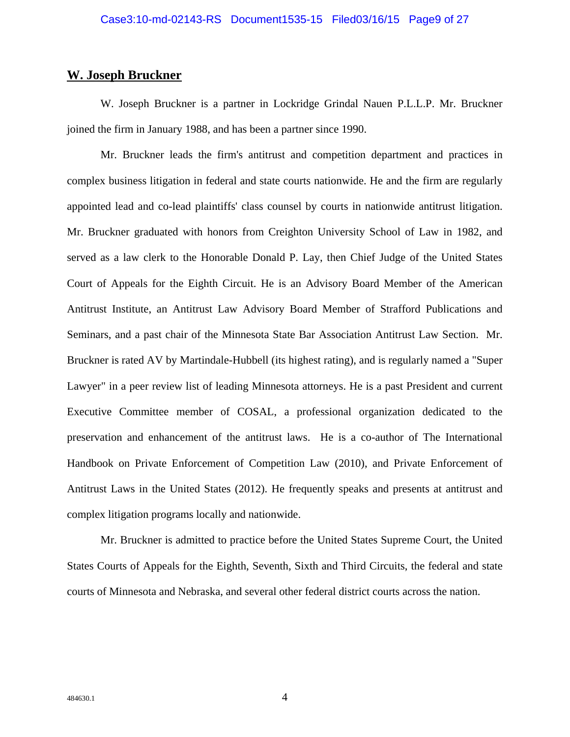## W. Joseph Bruckner

W. Joseph Bruckner is a partner in Lockridge Grindal Nauen P.L.L.P. Mr. Bruckner joined the firm in January 1988, and has been a partner since 1990.

Mr. Bruckner leads the firm's antitrust and competition department and practices in complex business litigation in federal and state courts nationwide. He and the firm are regularly appointed lead and co-lead plaintiffs' class counsel by courts in nationwide antitrust litigation. Mr. Bruckner graduated with honors from Creighton University School of Law in 1982, and served as a law clerk to the Honorable Donald P. Lay, then Chief Judge of the United States Court of Appeals for the Eighth Circuit. He is an Advisory Board Member of the American Antitrust Institute, an Antitrust Law Advisory Board Member of Strafford Publications and Seminars, and a past chair of the Minnesota State Bar Association Antitrust Law Section. Mr. Bruckner is rated AV by Martindale-Hubbell (its highest rating), and is regularly named a "Super Lawyer" in a peer review list of leading Minnesota attorneys. He is a past President and current Executive Committee member of COSAL, a professional organization dedicated to the preservation and enhancement of the antitrust laws. He is a co-author of The International Handbook on Private Enforcement of Competition Law (2010), and Private Enforcement of Antitrust Laws in the United States (2012). He frequently speaks and presents at antitrust and complex litigation programs locally and nationwide.

Mr. Bruckner is admitted to practice before the United States Supreme Court, the United States Courts of Appeals for the Eighth, Seventh, Sixth and Third Circuits, the federal and state courts of Minnesota and Nebraska, and several other federal district courts across the nation.

484630.1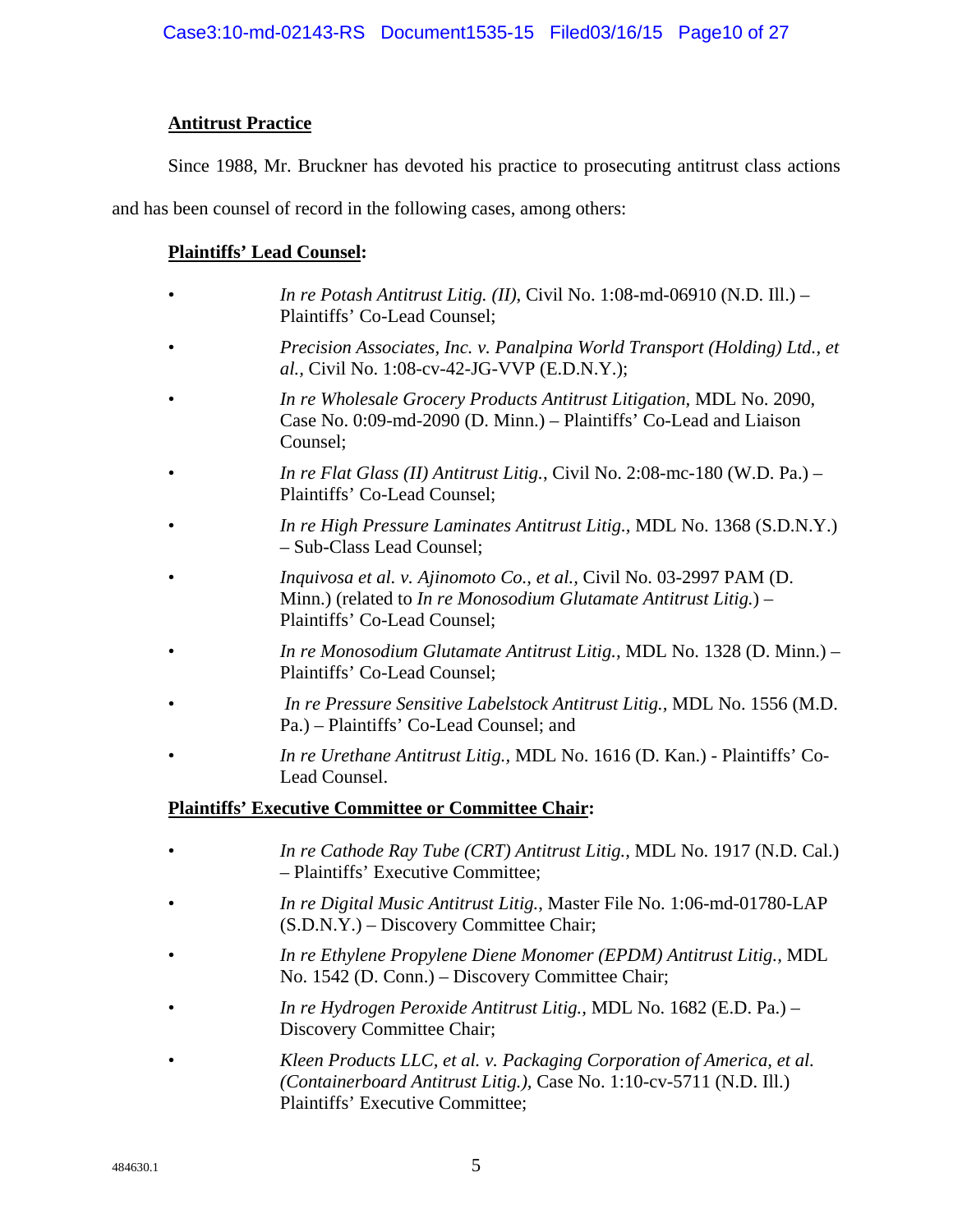**Antitrust Practice**

Since 1988, Mr. Bruckner has devoted his practice to prosecuting antitrust class actions and has been counsel of record in the following cases, among others:

**Plaintiffs' Lead Counsel:**

- *In re Potash Antitrust Litig. (II)*, Civil No. 1:08-md-06910 (N.D. Ill.) – Plaintiffs' Co-Lead Counsel;
- *Precision Associates, Inc. v. Panalpina World Transport (Holding) Ltd., et al.,* Civil No. 1:08-cv-42-JG-VVP (E.D.N.Y.);
- *In re Wholesale Grocery Products Antitrust Litigation*, MDL No. 2090, Case No. 0:09-md-2090 (D. Minn.) – Plaintiffs' Co-Lead and Liaison Counsel;
- *In re Flat Glass (II) Antitrust Litig.*, Civil No. 2:08-mc-180 (W.D. Pa.) – Plaintiffs' Co-Lead Counsel;
- *In re High Pressure Laminates Antitrust Litig.,* MDL No. 1368 (S.D.N.Y.) – Sub-Class Lead Counsel;
- *Inquivosa et al. v. Ajinomoto Co., et al.,* Civil No. 03-2997 PAM (D. Minn.) (related to *In re Monosodium Glutamate Antitrust Litig.*) – Plaintiffs' Co-Lead Counsel;
- *In re Monosodium Glutamate Antitrust Litig.,* MDL No. 1328 (D. Minn.) – Plaintiffs' Co-Lead Counsel;
- *In re Pressure Sensitive Labelstock Antitrust Litig.,* MDL No. 1556 (M.D. Pa.) – Plaintiffs' Co-Lead Counsel; and
- *In re Urethane Antitrust Litig.,* MDL No. 1616 (D. Kan.) - Plaintiffs' Co-Lead Counsel.

**Plaintiffs' Executive Committee or Committee Chair:**

- *In re Cathode Ray Tube (CRT) Antitrust Litig.,* MDL No. 1917 (N.D. Cal.) – Plaintiffs' Executive Committee;
- *In re Digital Music Antitrust Litig.,* Master File No. 1:06-md-01780-LAP (S.D.N.Y.) – Discovery Committee Chair;
- *In re Ethylene Propylene Diene Monomer (EPDM) Antitrust Litig.,* MDL No. 1542 (D. Conn.) – Discovery Committee Chair;
- *In re Hydrogen Peroxide Antitrust Litig.,* MDL No. 1682 (E.D. Pa.) – Discovery Committee Chair;
- *Kleen Products LLC, et al. v. Packaging Corporation of America, et al. (Containerboard Antitrust Litig.),* Case No. 1:10-cv-5711 (N.D. Ill.) Plaintiffs' Executive Committee;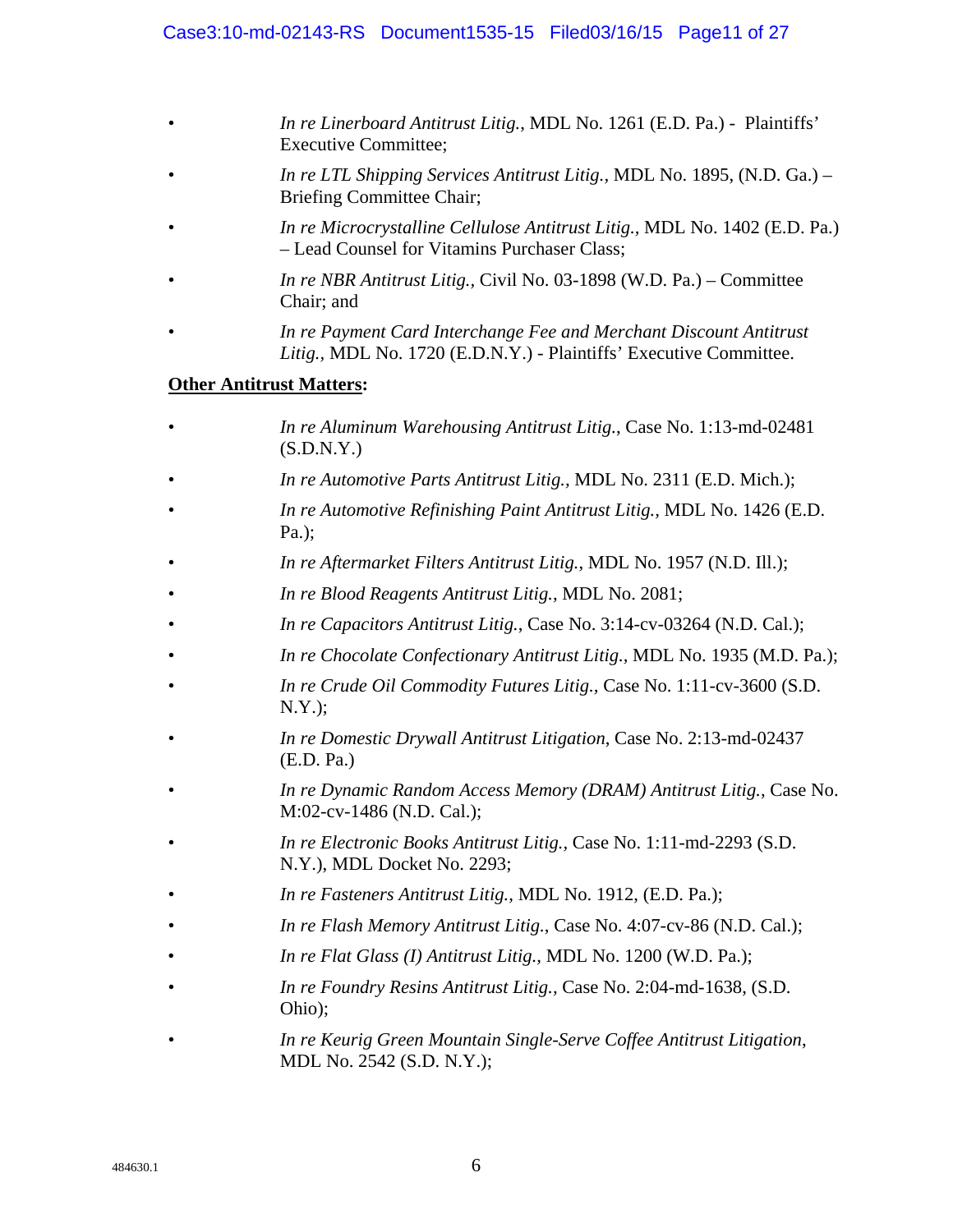- *In re Linerboard Antitrust Litig.*, MDL No. 1261 (E.D. Pa.) - Plaintiffs' Executive Committee;
- *In re LTL Shipping Services Antitrust Litig.*, MDL No. 1895, (N.D. Ga.) – Briefing Committee Chair;
- *In re Microcrystalline Cellulose Antitrust Litig.,* MDL No. 1402 (E.D. Pa.) – Lead Counsel for Vitamins Purchaser Class;
- *In re NBR Antitrust Litig.*, Civil No. 03-1898 (W.D. Pa.) – Committee Chair; and
- *In re Payment Card Interchange Fee and Merchant Discount Antitrust Litig.,* MDL No. 1720 (E.D.N.Y.) - Plaintiffs' Executive Committee.

**<u>Other Antitrust Matters</u>:**

- *In re Aluminum Warehousing Antitrust Litig.*, Case No. 1:13-md-02481 (S.D.N.Y.)
- *In re Automotive Parts Antitrust Litig.,* MDL No. 2311 (E.D. Mich.);
- *In re Automotive Refinishing Paint Antitrust Litig.*, MDL No. 1426 (E.D. Pa.);
- *In re Aftermarket Filters Antitrust Litig.*, MDL No. 1957 (N.D. Ill.);
- *In re Blood Reagents Antitrust Litig.*, MDL No. 2081;
- *In re Capacitors Antitrust Litig.*, Case No. 3:14-cv-03264 (N.D. Cal.);
- *In re Chocolate Confectionary Antitrust Litig.*, MDL No. 1935 (M.D. Pa.);
- *In re Crude Oil Commodity Futures Litig.*, Case No. 1:11-cv-3600 (S.D. N.Y.);
- *In re Domestic Drywall Antitrust Litigation*, Case No. 2:13-md-02437 (E.D. Pa.)
- *In re Dynamic Random Access Memory (DRAM) Antitrust Litig.*, Case No. M:02-cv-1486 (N.D. Cal.);
- *In re Electronic Books Antitrust Litig.*, Case No. 1:11-md-2293 (S.D. N.Y.), MDL Docket No. 2293;
- *In re Fasteners Antitrust Litig.,* MDL No. 1912, (E.D. Pa.);
- *In re Flash Memory Antitrust Litig.*, Case No. 4:07-cv-86 (N.D. Cal.);
- *In re Flat Glass (I) Antitrust Litig.,* MDL No. 1200 (W.D. Pa.);
- *In re Foundry Resins Antitrust Litig.,* Case No. 2:04-md-1638, (S.D. Ohio);
- *In re Keurig Green Mountain Single-Serve Coffee Antitrust Litigation*, MDL No. 2542 (S.D. N.Y.);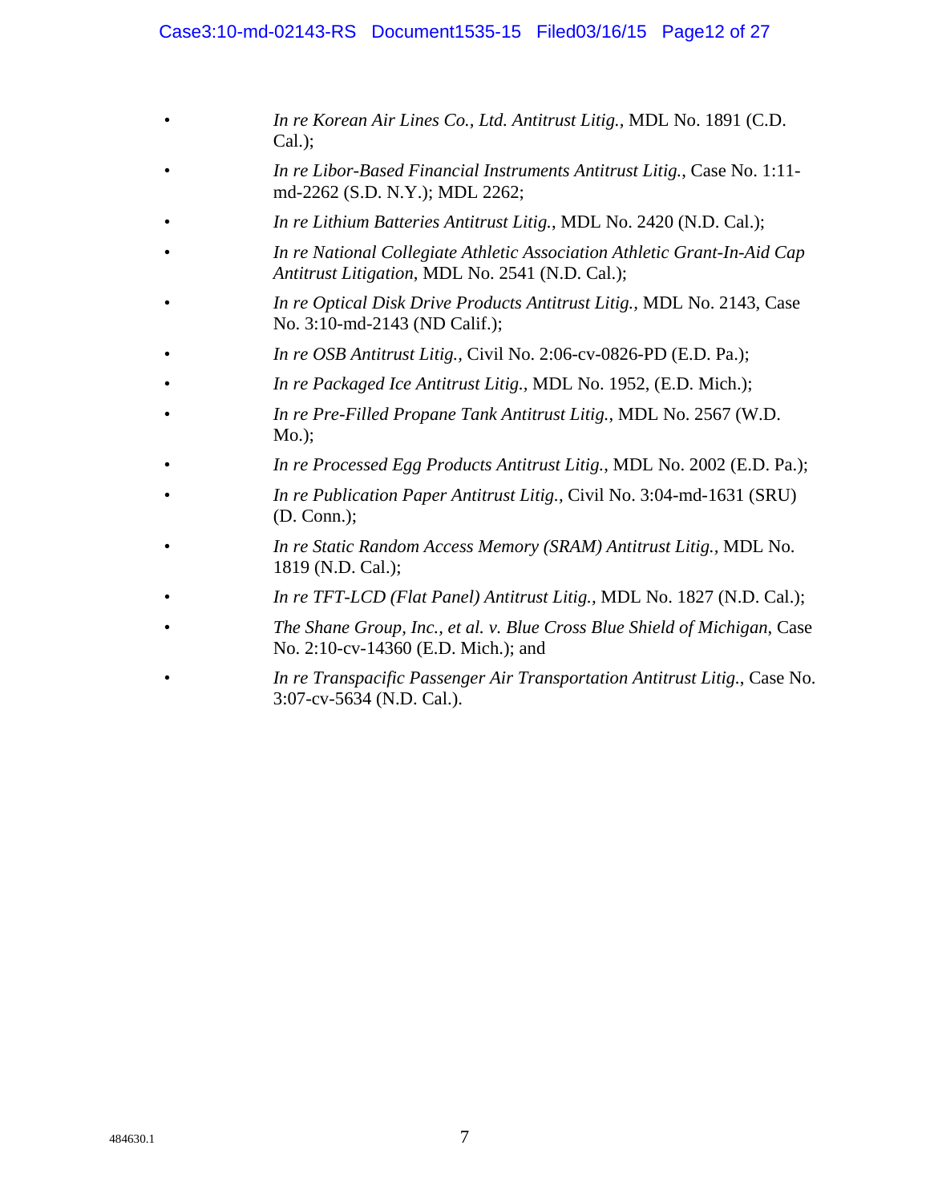- *In re Korean Air Lines Co., Ltd. Antitrust Litig.*, MDL No. 1891 (C.D. Cal.);
- *In re Libor-Based Financial Instruments Antitrust Litig.*, Case No. 1:11-md-2262 (S.D. N.Y.); MDL 2262;
- *In re Lithium Batteries Antitrust Litig.*, MDL No. 2420 (N.D. Cal.);
- *In re National Collegiate Athletic Association Athletic Grant-In-Aid Cap Antitrust Litigation*, MDL No. 2541 (N.D. Cal.);
- *In re Optical Disk Drive Products Antitrust Litig.*, MDL No. 2143, Case No. 3:10-md-2143 (ND Calif.);
- *In re OSB Antitrust Litig.*, Civil No. 2:06-cv-0826-PD (E.D. Pa.);
- *In re Packaged Ice Antitrust Litig.*, MDL No. 1952, (E.D. Mich.);
- *In re Pre-Filled Propane Tank Antitrust Litig.*, MDL No. 2567 (W.D. Mo.);
- *In re Processed Egg Products Antitrust Litig.*, MDL No. 2002 (E.D. Pa.);
- *In re Publication Paper Antitrust Litig.*, Civil No. 3:04-md-1631 (SRU) (D. Conn.);
- *In re Static Random Access Memory (SRAM) Antitrust Litig.*, MDL No. 1819 (N.D. Cal.);
- *In re TFT-LCD (Flat Panel) Antitrust Litig.*, MDL No. 1827 (N.D. Cal.);
- *The Shane Group, Inc., et al. v. Blue Cross Blue Shield of Michigan*, Case No. 2:10-cv-14360 (E.D. Mich.); and
- *In re Transpacific Passenger Air Transportation Antitrust Litig.*, Case No. 3:07-cv-5634 (N.D. Cal.).

484630.1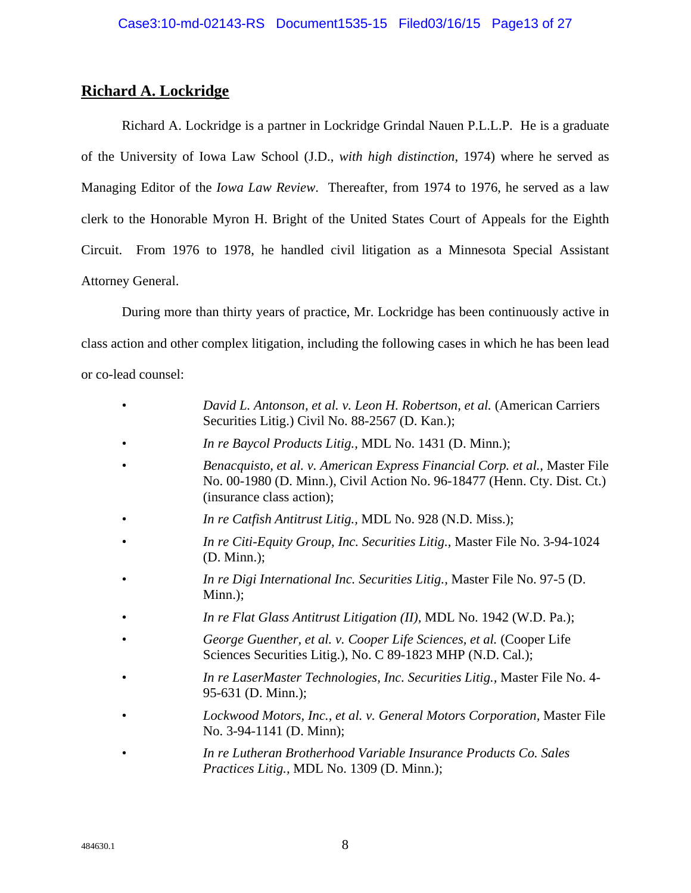## Richard A. Lockridge

Richard A. Lockridge is a partner in Lockridge Grindal Nauen P.L.L.P. He is a graduate of the University of Iowa Law School (J.D., *with high distinction*, 1974) where he served as Managing Editor of the *Iowa Law Review*. Thereafter, from 1974 to 1976, he served as a law clerk to the Honorable Myron H. Bright of the United States Court of Appeals for the Eighth Circuit. From 1976 to 1978, he handled civil litigation as a Minnesota Special Assistant Attorney General.

During more than thirty years of practice, Mr. Lockridge has been continuously active in class action and other complex litigation, including the following cases in which he has been lead or co-lead counsel:

- *David L. Antonson, et al. v. Leon H. Robertson, et al.* (American Carriers Securities Litig.) Civil No. 88-2567 (D. Kan.);
- *In re Baycol Products Litig.*, MDL No. 1431 (D. Minn.);
- *Benacquisto, et al. v. American Express Financial Corp. et al.*, Master File No. 00-1980 (D. Minn.), Civil Action No. 96-18477 (Henn. Cty. Dist. Ct.) (insurance class action);
- *In re Catfish Antitrust Litig.*, MDL No. 928 (N.D. Miss.);
- *In re Citi-Equity Group, Inc. Securities Litig.*, Master File No. 3-94-1024 (D. Minn.);
- *In re Digi International Inc. Securities Litig.*, Master File No. 97-5 (D. Minn.);
- *In re Flat Glass Antitrust Litigation (II)*, MDL No. 1942 (W.D. Pa.);
- *George Guenther, et al. v. Cooper Life Sciences, et al.* (Cooper Life Sciences Securities Litig.), No. C 89-1823 MHP (N.D. Cal.);
- *In re LaserMaster Technologies, Inc. Securities Litig.*, Master File No. 4-95-631 (D. Minn.);
- *Lockwood Motors, Inc., et al. v. General Motors Corporation*, Master File No. 3-94-1141 (D. Minn);
- *In re Lutheran Brotherhood Variable Insurance Products Co. Sales Practices Litig.*, MDL No. 1309 (D. Minn.);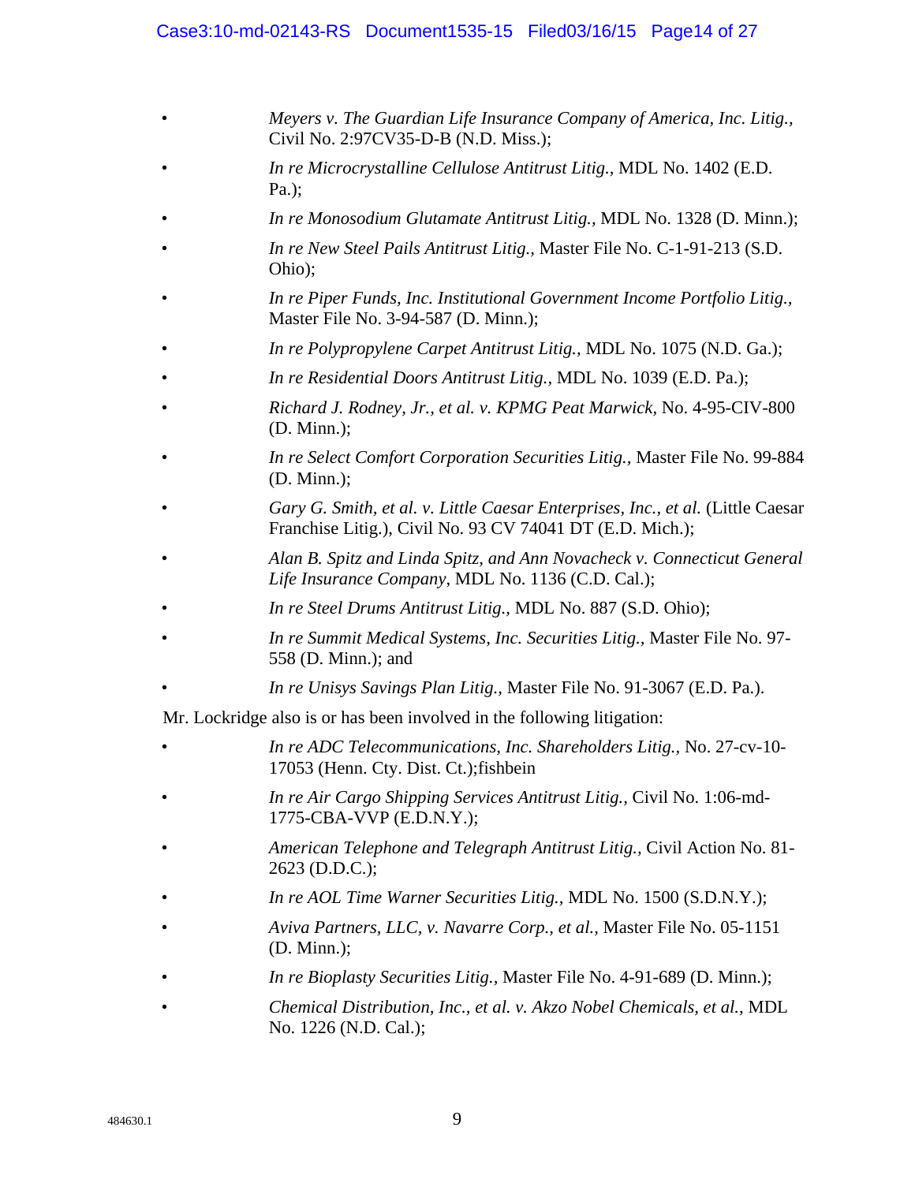- *Meyers v. The Guardian Life Insurance Company of America, Inc. Litig.*, Civil No. 2:97CV35-D-B (N.D. Miss.);
- *In re Microcrystalline Cellulose Antitrust Litig.*, MDL No. 1402 (E.D. Pa.);
- *In re Monosodium Glutamate Antitrust Litig.*, MDL No. 1328 (D. Minn.);
- *In re New Steel Pails Antitrust Litig.*, Master File No. C-1-91-213 (S.D. Ohio);
- *In re Piper Funds, Inc. Institutional Government Income Portfolio Litig.*, Master File No. 3-94-587 (D. Minn.);
- *In re Polypropylene Carpet Antitrust Litig.*, MDL No. 1075 (N.D. Ga.);
- *In re Residential Doors Antitrust Litig.*, MDL No. 1039 (E.D. Pa.);
- *Richard J. Rodney, Jr., et al. v. KPMG Peat Marwick*, No. 4-95-CIV-800 (D. Minn.);
- *In re Select Comfort Corporation Securities Litig.*, Master File No. 99-884 (D. Minn.);
- *Gary G. Smith, et al. v. Little Caesar Enterprises, Inc., et al.* (Little Caesar Franchise Litig.), Civil No. 93 CV 74041 DT (E.D. Mich.);
- *Alan B. Spitz and Linda Spitz, and Ann Novacheck v. Connecticut General Life Insurance Company*, MDL No. 1136 (C.D. Cal.);
- *In re Steel Drums Antitrust Litig.*, MDL No. 887 (S.D. Ohio);
- *In re Summit Medical Systems, Inc. Securities Litig.*, Master File No. 97-558 (D. Minn.); and
- *In re Unisys Savings Plan Litig.*, Master File No. 91-3067 (E.D. Pa.).

Mr. Lockridge also is or has been involved in the following litigation:

- *In re ADC Telecommunications, Inc. Shareholders Litig.*, No. 27-cv-10-17053 (Henn. Cty. Dist. Ct.);fishbein
- *In re Air Cargo Shipping Services Antitrust Litig.*, Civil No. 1:06-md-1775-CBA-VVP (E.D.N.Y.);
- *American Telephone and Telegraph Antitrust Litig.*, Civil Action No. 81-2623 (D.D.C.);
- *In re AOL Time Warner Securities Litig.*, MDL No. 1500 (S.D.N.Y.);
- *Aviva Partners, LLC, v. Navarre Corp., et al.*, Master File No. 05-1151 (D. Minn.);
- *In re Bioplasty Securities Litig.*, Master File No. 4-91-689 (D. Minn.);
- *Chemical Distribution, Inc., et al. v. Akzo Nobel Chemicals, et al.*, MDL No. 1226 (N.D. Cal.);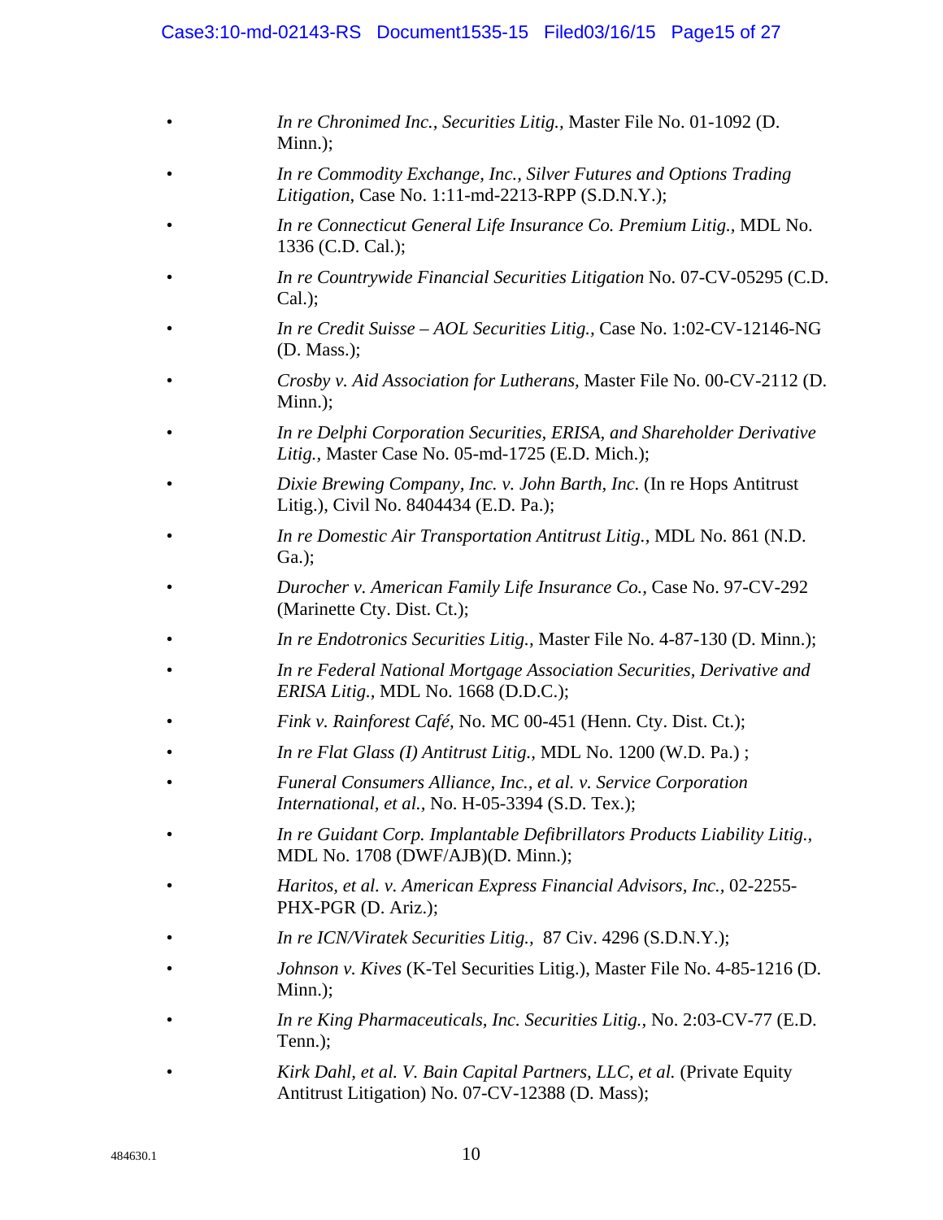- *In re Chronimed Inc., Securities Litig.,* Master File No. 01-1092 (D. Minn.);
- *In re Commodity Exchange, Inc., Silver Futures and Options Trading Litigation,* Case No. 1:11-md-2213-RPP (S.D.N.Y.);
- *In re Connecticut General Life Insurance Co. Premium Litig.,* MDL No. 1336 (C.D. Cal.);
- *In re Countrywide Financial Securities Litigation* No. 07-CV-05295 (C.D. Cal.);
- *In re Credit Suisse – AOL Securities Litig.,* Case No. 1:02-CV-12146-NG (D. Mass.);
- *Crosby v. Aid Association for Lutherans,* Master File No. 00-CV-2112 (D. Minn.);
- *In re Delphi Corporation Securities, ERISA, and Shareholder Derivative Litig.,* Master Case No. 05-md-1725 (E.D. Mich.);
- *Dixie Brewing Company, Inc. v. John Barth, Inc.* (In re Hops Antitrust Litig.), Civil No. 8404434 (E.D. Pa.);
- *In re Domestic Air Transportation Antitrust Litig.,* MDL No. 861 (N.D. Ga.);
- *Durocher v. American Family Life Insurance Co.,* Case No. 97-CV-292 (Marinette Cty. Dist. Ct.);
- *In re Endotronics Securities Litig.,* Master File No. 4-87-130 (D. Minn.);
- *In re Federal National Mortgage Association Securities, Derivative and ERISA Litig.,* MDL No. 1668 (D.D.C.);
- *Fink v. Rainforest Café,* No. MC 00-451 (Henn. Cty. Dist. Ct.);
- *In re Flat Glass (I) Antitrust Litig.,* MDL No. 1200 (W.D. Pa.) ;
- *Funeral Consumers Alliance, Inc., et al. v. Service Corporation International, et al.,* No. H-05-3394 (S.D. Tex.);
- *In re Guidant Corp. Implantable Defibrillators Products Liability Litig.,* MDL No. 1708 (DWF/AJB)(D. Minn.);
- *Haritos, et al. v. American Express Financial Advisors, Inc.,* 02-2255-PHX-PGR (D. Ariz.);
- *In re ICN/Viratek Securities Litig.,* 87 Civ. 4296 (S.D.N.Y.);
- *Johnson v. Kives* (K-Tel Securities Litig.), Master File No. 4-85-1216 (D. Minn.);
- *In re King Pharmaceuticals, Inc. Securities Litig.,* No. 2:03-CV-77 (E.D. Tenn.);
- *Kirk Dahl, et al. V. Bain Capital Partners, LLC, et al.* (Private Equity Antitrust Litigation) No. 07-CV-12388 (D. Mass);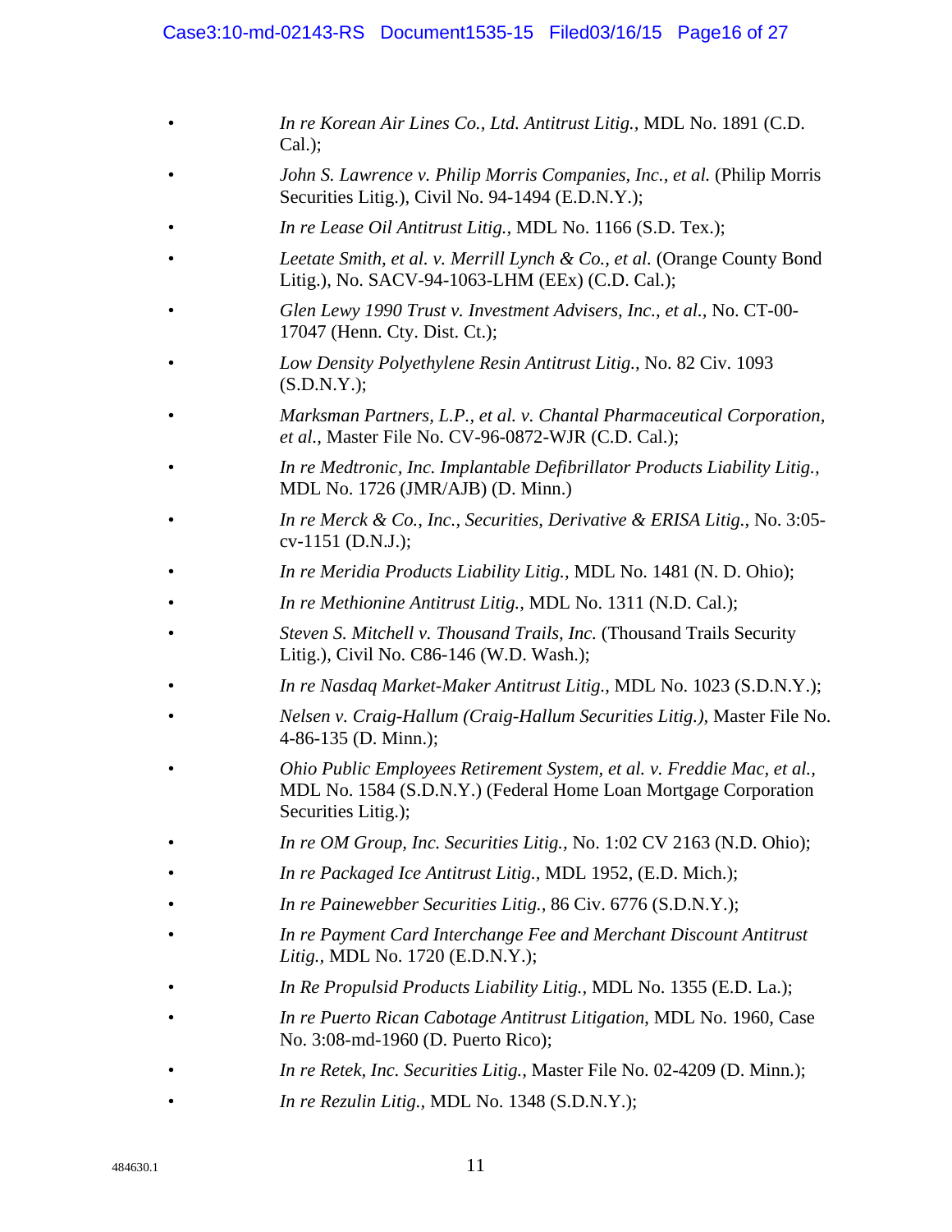- *In re Korean Air Lines Co., Ltd. Antitrust Litig.,* MDL No. 1891 (C.D. Cal.);
- *John S. Lawrence v. Philip Morris Companies, Inc., et al.* (Philip Morris Securities Litig.), Civil No. 94-1494 (E.D.N.Y.);
- *In re Lease Oil Antitrust Litig.,* MDL No. 1166 (S.D. Tex.);
- *Leetate Smith, et al. v. Merrill Lynch & Co., et al.* (Orange County Bond Litig.), No. SACV-94-1063-LHM (EEx) (C.D. Cal.);
- *Glen Lewy 1990 Trust v. Investment Advisers, Inc., et al.,* No. CT-00-17047 (Henn. Cty. Dist. Ct.);
- *Low Density Polyethylene Resin Antitrust Litig.,* No. 82 Civ. 1093 (S.D.N.Y.);
- *Marksman Partners, L.P., et al. v. Chantal Pharmaceutical Corporation, et al.,* Master File No. CV-96-0872-WJR (C.D. Cal.);
- *In re Medtronic, Inc. Implantable Defibrillator Products Liability Litig.,* MDL No. 1726 (JMR/AJB) (D. Minn.)
- *In re Merck & Co., Inc., Securities, Derivative & ERISA Litig.,* No. 3:05-cv-1151 (D.N.J.);
- *In re Meridia Products Liability Litig.,* MDL No. 1481 (N. D. Ohio);
- *In re Methionine Antitrust Litig.,* MDL No. 1311 (N.D. Cal.);
- *Steven S. Mitchell v. Thousand Trails, Inc.* (Thousand Trails Security Litig.), Civil No. C86-146 (W.D. Wash.);
- *In re Nasdaq Market-Maker Antitrust Litig.,* MDL No. 1023 (S.D.N.Y.);
- *Nelsen v. Craig-Hallum (Craig-Hallum Securities Litig.),* Master File No. 4-86-135 (D. Minn.);
- *Ohio Public Employees Retirement System, et al. v. Freddie Mac, et al.,* MDL No. 1584 (S.D.N.Y.) (Federal Home Loan Mortgage Corporation Securities Litig.);
- *In re OM Group, Inc. Securities Litig.,* No. 1:02 CV 2163 (N.D. Ohio);
- *In re Packaged Ice Antitrust Litig.,* MDL 1952, (E.D. Mich.);
- *In re Painewebber Securities Litig.,* 86 Civ. 6776 (S.D.N.Y.);
- *In re Payment Card Interchange Fee and Merchant Discount Antitrust Litig.,* MDL No. 1720 (E.D.N.Y.);
- *In Re Propulsid Products Liability Litig.,* MDL No. 1355 (E.D. La.);
- *In re Puerto Rican Cabotage Antitrust Litigation*, MDL No. 1960, Case No. 3:08-md-1960 (D. Puerto Rico);
- *In re Retek, Inc. Securities Litig.,* Master File No. 02-4209 (D. Minn.);
- *In re Rezulin Litig.,* MDL No. 1348 (S.D.N.Y.);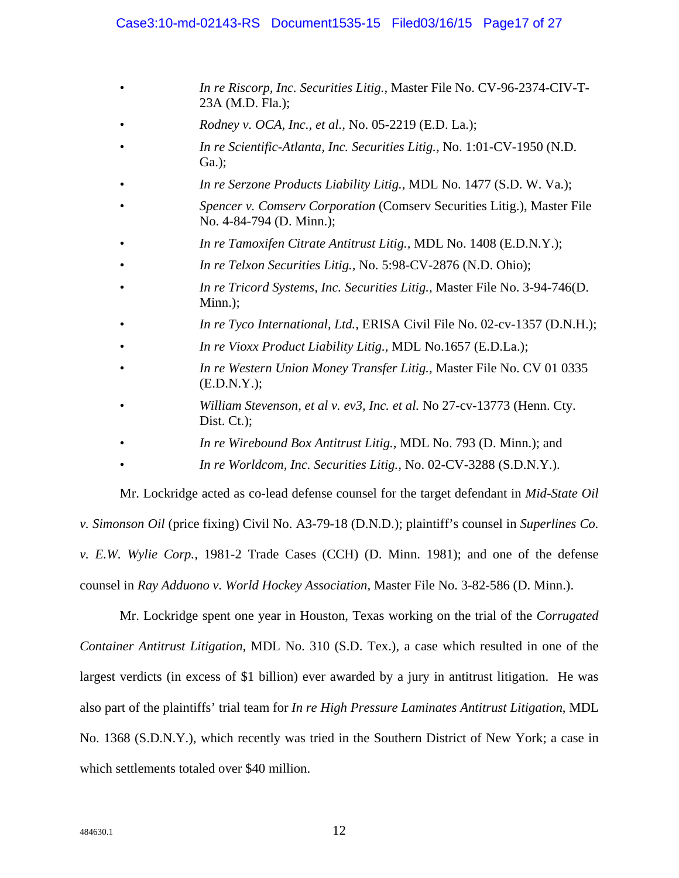- *In re Riscorp, Inc. Securities Litig.*, Master File No. CV-96-2374-CIV-T-23A (M.D. Fla.);
- *Rodney v. OCA, Inc., et al.*, No. 05-2219 (E.D. La.);
- *In re Scientific-Atlanta, Inc. Securities Litig.*, No. 1:01-CV-1950 (N.D. Ga.);
- *In re Serzone Products Liability Litig.*, MDL No. 1477 (S.D. W. Va.);
- *Spencer v. Comserv Corporation* (Comserv Securities Litig.), Master File No. 4-84-794 (D. Minn.);
- *In re Tamoxifen Citrate Antitrust Litig.*, MDL No. 1408 (E.D.N.Y.);
- *In re Telxon Securities Litig.*, No. 5:98-CV-2876 (N.D. Ohio);
- *In re Tricord Systems, Inc. Securities Litig.*, Master File No. 3-94-746(D. Minn.);
- *In re Tyco International, Ltd.*, ERISA Civil File No. 02-cv-1357 (D.N.H.);
- *In re Vioxx Product Liability Litig.*, MDL No.1657 (E.D.La.);
- *In re Western Union Money Transfer Litig.*, Master File No. CV 01 0335 (E.D.N.Y.);
- *William Stevenson, et al v. ev3, Inc. et al.* No 27-cv-13773 (Henn. Cty. Dist. Ct.);
- *In re Wirebound Box Antitrust Litig.*, MDL No. 793 (D. Minn.); and
- *In re Worldcom, Inc. Securities Litig.*, No. 02-CV-3288 (S.D.N.Y.).

Mr. Lockridge acted as co-lead defense counsel for the target defendant in *Mid-State Oil v. Simonson Oil* (price fixing) Civil No. A3-79-18 (D.N.D.); plaintiff's counsel in *Superlines Co. v. E.W. Wylie Corp.*, 1981-2 Trade Cases (CCH) (D. Minn. 1981); and one of the defense counsel in *Ray Adduono v. World Hockey Association*, Master File No. 3-82-586 (D. Minn.).

Mr. Lockridge spent one year in Houston, Texas working on the trial of the *Corrugated Container Antitrust Litigation*, MDL No. 310 (S.D. Tex.), a case which resulted in one of the largest verdicts (in excess of $1 billion) ever awarded by a jury in antitrust litigation. He was also part of the plaintiffs' trial team for *In re High Pressure Laminates Antitrust Litigation*, MDL No. 1368 (S.D.N.Y.), which recently was tried in the Southern District of New York; a case in which settlements totaled over $40 million.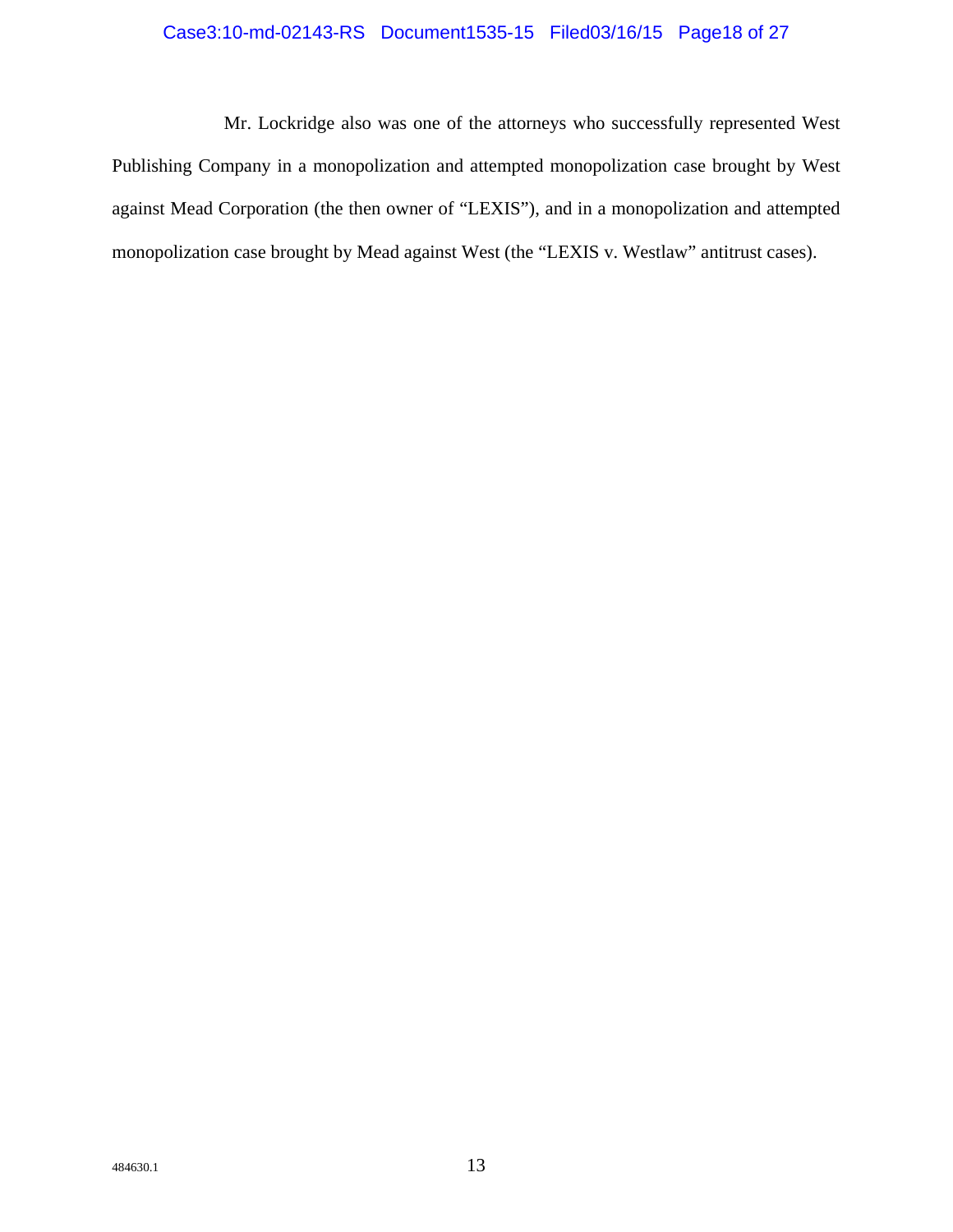Mr. Lockridge also was one of the attorneys who successfully represented West Publishing Company in a monopolization and attempted monopolization case brought by West against Mead Corporation (the then owner of "LEXIS"), and in a monopolization and attempted monopolization case brought by Mead against West (the "LEXIS v. Westlaw" antitrust cases).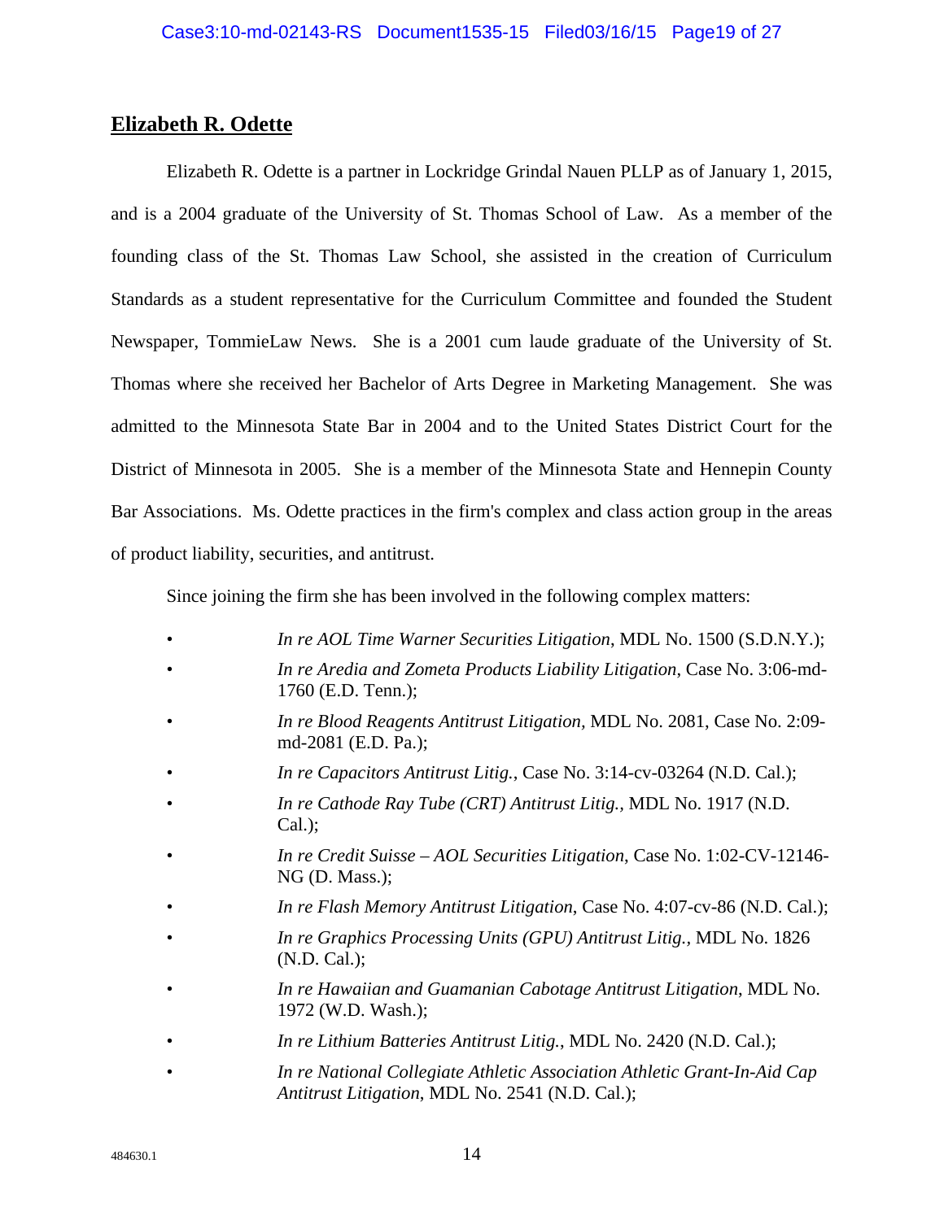## Elizabeth R. Odette

Elizabeth R. Odette is a partner in Lockridge Grindal Nauen PLLP as of January 1, 2015, and is a 2004 graduate of the University of St. Thomas School of Law. As a member of the founding class of the St. Thomas Law School, she assisted in the creation of Curriculum Standards as a student representative for the Curriculum Committee and founded the Student Newspaper, TommieLaw News. She is a 2001 cum laude graduate of the University of St. Thomas where she received her Bachelor of Arts Degree in Marketing Management. She was admitted to the Minnesota State Bar in 2004 and to the United States District Court for the District of Minnesota in 2005. She is a member of the Minnesota State and Hennepin County Bar Associations. Ms. Odette practices in the firm's complex and class action group in the areas of product liability, securities, and antitrust.

Since joining the firm she has been involved in the following complex matters:

- *In re AOL Time Warner Securities Litigation*, MDL No. 1500 (S.D.N.Y.);
- *In re Aredia and Zometa Products Liability Litigation*, Case No. 3:06-md-1760 (E.D. Tenn.);
- *In re Blood Reagents Antitrust Litigation*, MDL No. 2081, Case No. 2:09-md-2081 (E.D. Pa.);
- *In re Capacitors Antitrust Litig.*, Case No. 3:14-cv-03264 (N.D. Cal.);
- *In re Cathode Ray Tube (CRT) Antitrust Litig.*, MDL No. 1917 (N.D. Cal.);
- *In re Credit Suisse – AOL Securities Litigation*, Case No. 1:02-CV-12146-NG (D. Mass.);
- *In re Flash Memory Antitrust Litigation*, Case No. 4:07-cv-86 (N.D. Cal.);
- *In re Graphics Processing Units (GPU) Antitrust Litig.*, MDL No. 1826 (N.D. Cal.);
- *In re Hawaiian and Guamanian Cabotage Antitrust Litigation*, MDL No. 1972 (W.D. Wash.);
- *In re Lithium Batteries Antitrust Litig.*, MDL No. 2420 (N.D. Cal.);
- *In re National Collegiate Athletic Association Athletic Grant-In-Aid Cap Antitrust Litigation*, MDL No. 2541 (N.D. Cal.);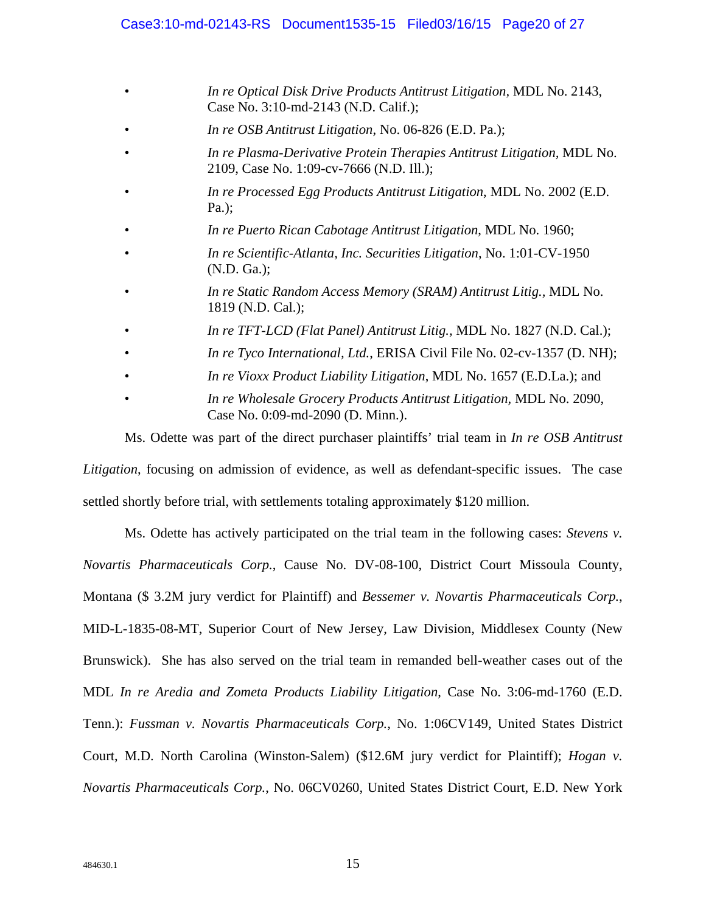- *In re Optical Disk Drive Products Antitrust Litigation*, MDL No. 2143, Case No. 3:10-md-2143 (N.D. Calif.);
- *In re OSB Antitrust Litigation*, No. 06-826 (E.D. Pa.);
- *In re Plasma-Derivative Protein Therapies Antitrust Litigation*, MDL No. 2109, Case No. 1:09-cv-7666 (N.D. Ill.);
- *In re Processed Egg Products Antitrust Litigation*, MDL No. 2002 (E.D. Pa.);
- *In re Puerto Rican Cabotage Antitrust Litigation*, MDL No. 1960;
- *In re Scientific-Atlanta, Inc. Securities Litigation*, No. 1:01-CV-1950 (N.D. Ga.);
- *In re Static Random Access Memory (SRAM) Antitrust Litig.*, MDL No. 1819 (N.D. Cal.);
- *In re TFT-LCD (Flat Panel) Antitrust Litig.*, MDL No. 1827 (N.D. Cal.);
- *In re Tyco International, Ltd.*, ERISA Civil File No. 02-cv-1357 (D. NH);
- *In re Vioxx Product Liability Litigation*, MDL No. 1657 (E.D.La.); and
- *In re Wholesale Grocery Products Antitrust Litigation*, MDL No. 2090, Case No. 0:09-md-2090 (D. Minn.).

Ms. Odette was part of the direct purchaser plaintiffs' trial team in *In re OSB Antitrust Litigation*, focusing on admission of evidence, as well as defendant-specific issues. The case settled shortly before trial, with settlements totaling approximately $120 million.

Ms. Odette has actively participated on the trial team in the following cases: *Stevens v. Novartis Pharmaceuticals Corp.*, Cause No. DV-08-100, District Court Missoula County, Montana ($ 3.2M jury verdict for Plaintiff) and *Bessemer v. Novartis Pharmaceuticals Corp.*, MID-L-1835-08-MT, Superior Court of New Jersey, Law Division, Middlesex County (New Brunswick). She has also served on the trial team in remanded bell-weather cases out of the MDL *In re Aredia and Zometa Products Liability Litigation*, Case No. 3:06-md-1760 (E.D. Tenn.): *Fussman v. Novartis Pharmaceuticals Corp.*, No. 1:06CV149, United States District Court, M.D. North Carolina (Winston-Salem) ($12.6M jury verdict for Plaintiff); *Hogan v. Novartis Pharmaceuticals Corp.*, No. 06CV0260, United States District Court, E.D. New York

484630.1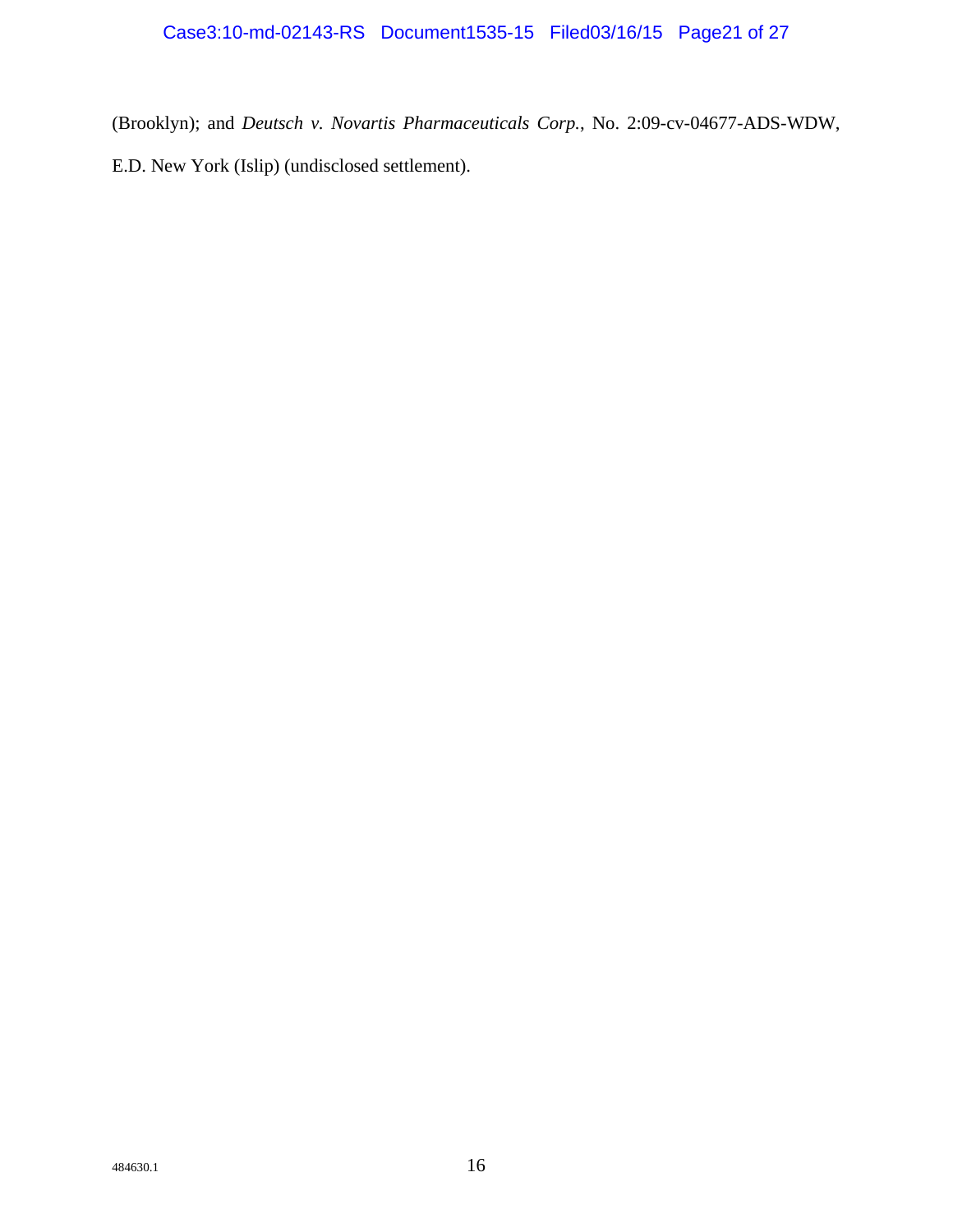(Brooklyn); and *Deutsch v. Novartis Pharmaceuticals Corp.*, No. 2:09-cv-04677-ADS-WDW, E.D. New York (Islip) (undisclosed settlement).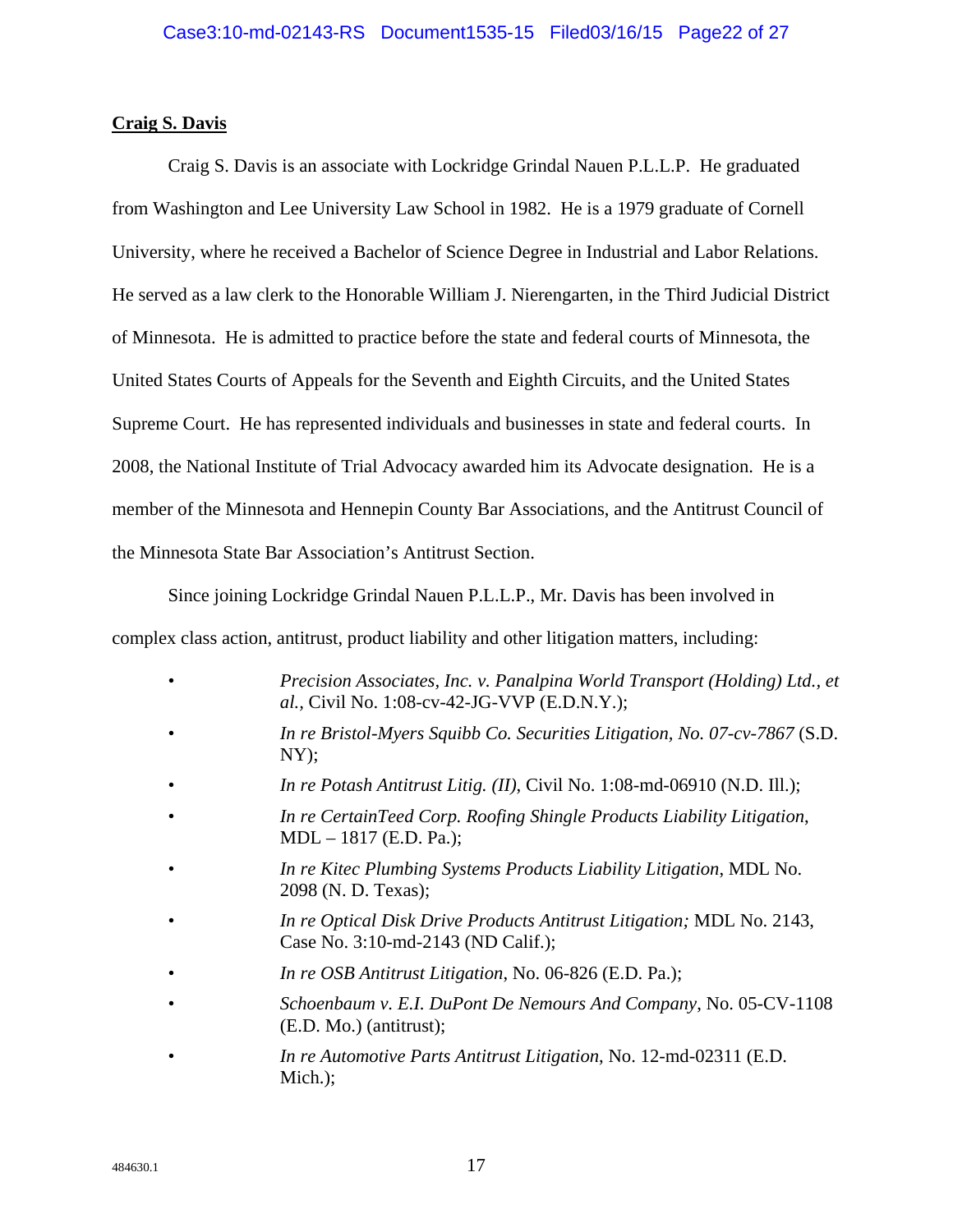**Craig S. Davis**

Craig S. Davis is an associate with Lockridge Grindal Nauen P.L.L.P. He graduated from Washington and Lee University Law School in 1982. He is a 1979 graduate of Cornell University, where he received a Bachelor of Science Degree in Industrial and Labor Relations. He served as a law clerk to the Honorable William J. Nierengarten, in the Third Judicial District of Minnesota. He is admitted to practice before the state and federal courts of Minnesota, the United States Courts of Appeals for the Seventh and Eighth Circuits, and the United States Supreme Court. He has represented individuals and businesses in state and federal courts. In 2008, the National Institute of Trial Advocacy awarded him its Advocate designation. He is a member of the Minnesota and Hennepin County Bar Associations, and the Antitrust Council of the Minnesota State Bar Association's Antitrust Section.

Since joining Lockridge Grindal Nauen P.L.L.P., Mr. Davis has been involved in complex class action, antitrust, product liability and other litigation matters, including:

- *Precision Associates, Inc. v. Panalpina World Transport (Holding) Ltd., et al.,* Civil No. 1:08-cv-42-JG-VVP (E.D.N.Y.);
- *In re Bristol-Myers Squibb Co. Securities Litigation, No. 07-cv-7867* (S.D. NY);
- *In re Potash Antitrust Litig. (II)*, Civil No. 1:08-md-06910 (N.D. Ill.);
- *In re CertainTeed Corp. Roofing Shingle Products Liability Litigation*, MDL – 1817 (E.D. Pa.);
- *In re Kitec Plumbing Systems Products Liability Litigation*, MDL No. 2098 (N. D. Texas);
- *In re Optical Disk Drive Products Antitrust Litigation;* MDL No. 2143, Case No. 3:10-md-2143 (ND Calif.);
- *In re OSB Antitrust Litigation*, No. 06-826 (E.D. Pa.);
- *Schoenbaum v. E.I. DuPont De Nemours And Company*, No. 05-CV-1108 (E.D. Mo.) (antitrust);
- *In re Automotive Parts Antitrust Litigation*, No. 12-md-02311 (E.D. Mich.);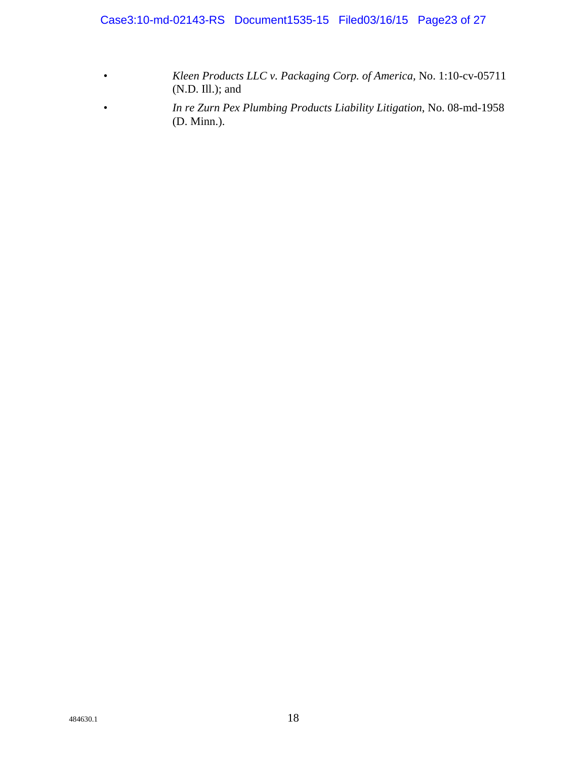- *Kleen Products LLC v. Packaging Corp. of America,* No. 1:10-cv-05711 (N.D. Ill.); and
- *In re Zurn Pex Plumbing Products Liability Litigation*, No. 08-md-1958 (D. Minn.).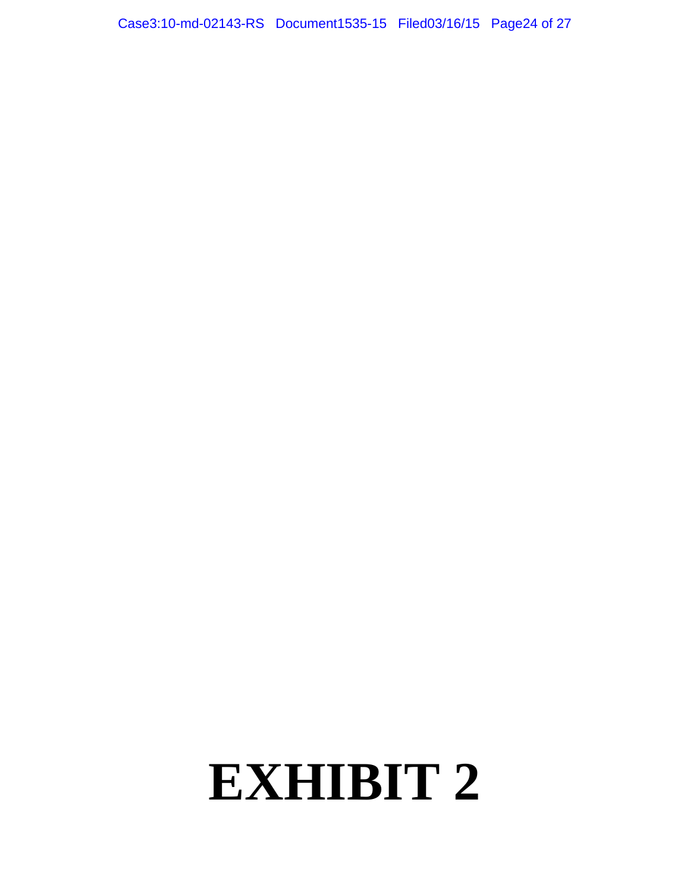# EXHIBIT 2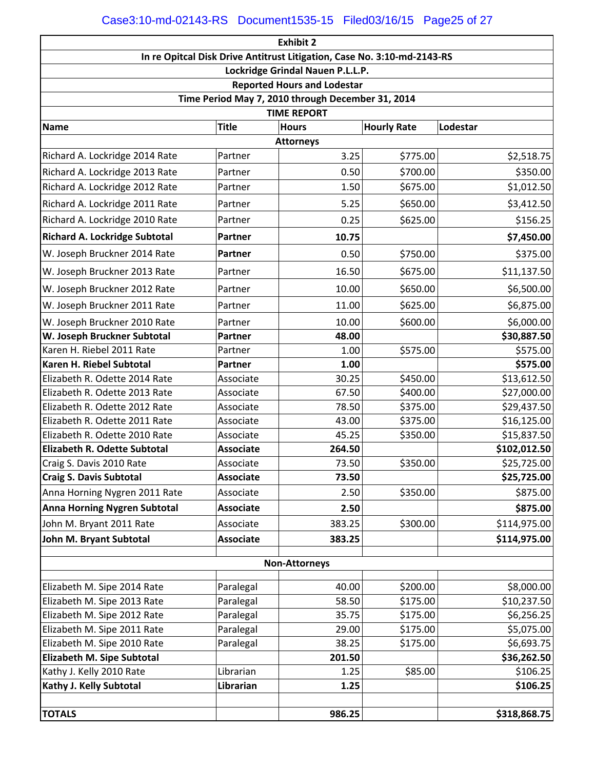**Exhibit 2**

**In re Opitcal Disk Drive Antitrust Litigation, Case No. 3:10-md-2143-RS**

**Lockridge Grindal Nauen P.L.L.P.**

**Reported Hours and Lodestar**

**Time Period May 7, 2010 through December 31, 2014**

**TIME REPORT**

| Name | Title | Hours | Hourly Rate | Lodestar |
|---|---|---|---|---|
| | | **Attorneys** | | |
| Richard A. Lockridge 2014 Rate | Partner | 3.25 | $775.00 | $2,518.75 |
| Richard A. Lockridge 2013 Rate | Partner | 0.50 | $700.00 | $350.00 |
| Richard A. Lockridge 2012 Rate | Partner | 1.50 | $675.00 | $1,012.50 |
| Richard A. Lockridge 2011 Rate | Partner | 5.25 | $650.00 | $3,412.50 |
| Richard A. Lockridge 2010 Rate | Partner | 0.25 | $625.00 | $156.25 |
| **Richard A. Lockridge Subtotal** | **Partner** | **10.75** | | **$7,450.00** |
| W. Joseph Bruckner 2014 Rate | **Partner** | 0.50 | $750.00 | $375.00 |
| W. Joseph Bruckner 2013 Rate | Partner | 16.50 | $675.00 | $11,137.50 |
| W. Joseph Bruckner 2012 Rate | Partner | 10.00 | $650.00 | $6,500.00 |
| W. Joseph Bruckner 2011 Rate | Partner | 11.00 | $625.00 | $6,875.00 |
| W. Joseph Bruckner 2010 Rate | Partner | 10.00 | $600.00 | $6,000.00 |
| **W. Joseph Bruckner Subtotal** | **Partner** | **48.00** | | **$30,887.50** |
| Karen H. Riebel 2011 Rate | Partner | 1.00 | $575.00 | $575.00 |
| **Karen H. Riebel Subtotal** | **Partner** | **1.00** | | **$575.00** |
| Elizabeth R. Odette 2014 Rate | Associate | 30.25 | $450.00 | $13,612.50 |
| Elizabeth R. Odette 2013 Rate | Associate | 67.50 | $400.00 | $27,000.00 |
| Elizabeth R. Odette 2012 Rate | Associate | 78.50 | $375.00 | $29,437.50 |
| Elizabeth R. Odette 2011 Rate | Associate | 43.00 | $375.00 | $16,125.00 |
| Elizabeth R. Odette 2010 Rate | Associate | 45.25 | $350.00 | $15,837.50 |
| **Elizabeth R. Odette Subtotal** | **Associate** | **264.50** | | **$102,012.50** |
| Craig S. Davis 2010 Rate | Associate | 73.50 | $350.00 | $25,725.00 |
| **Craig S. Davis Subtotal** | **Associate** | **73.50** | | **$25,725.00** |
| Anna Horning Nygren 2011 Rate | Associate | 2.50 | $350.00 | $875.00 |
| **Anna Horning Nygren Subtotal** | **Associate** | **2.50** | | **$875.00** |
| John M. Bryant 2011 Rate | Associate | 383.25 | $300.00 | $114,975.00 |
| **John M. Bryant Subtotal** | **Associate** | **383.25** | | **$114,975.00** |
| | | | | |
| | | **Non-Attorneys** | | |
| | | | | |
| Elizabeth M. Sipe 2014 Rate | Paralegal | 40.00 | $200.00 | $8,000.00 |
| Elizabeth M. Sipe 2013 Rate | Paralegal | 58.50 | $175.00 | $10,237.50 |
| Elizabeth M. Sipe 2012 Rate | Paralegal | 35.75 | $175.00 | $6,256.25 |
| Elizabeth M. Sipe 2011 Rate | Paralegal | 29.00 | $175.00 | $5,075.00 |
| Elizabeth M. Sipe 2010 Rate | Paralegal | 38.25 | $175.00 | $6,693.75 |
| **Elizabeth M. Sipe Subtotal** | | **201.50** | | **$36,262.50** |
| Kathy J. Kelly 2010 Rate | Librarian | 1.25 | $85.00 | $106.25 |
| **Kathy J. Kelly Subtotal** | **Librarian** | **1.25** | | **$106.25** |
| | | | | |
| **TOTALS** | | **986.25** | | **$318,868.75** |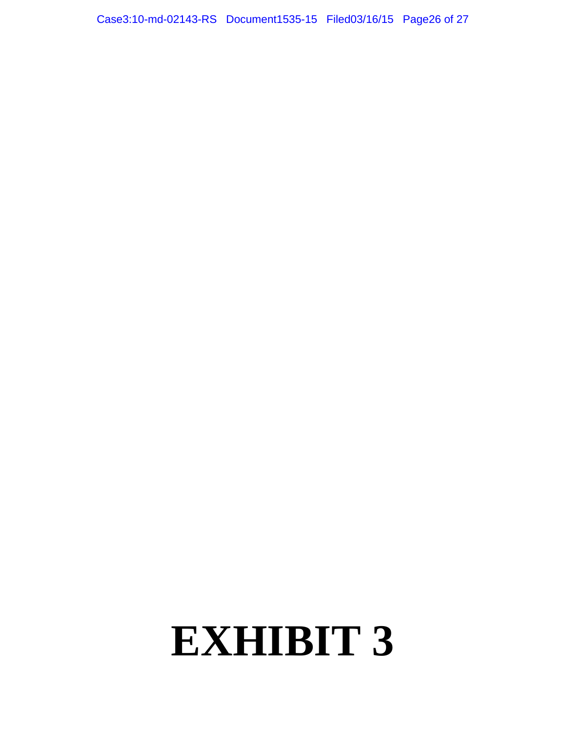# EXHIBIT 3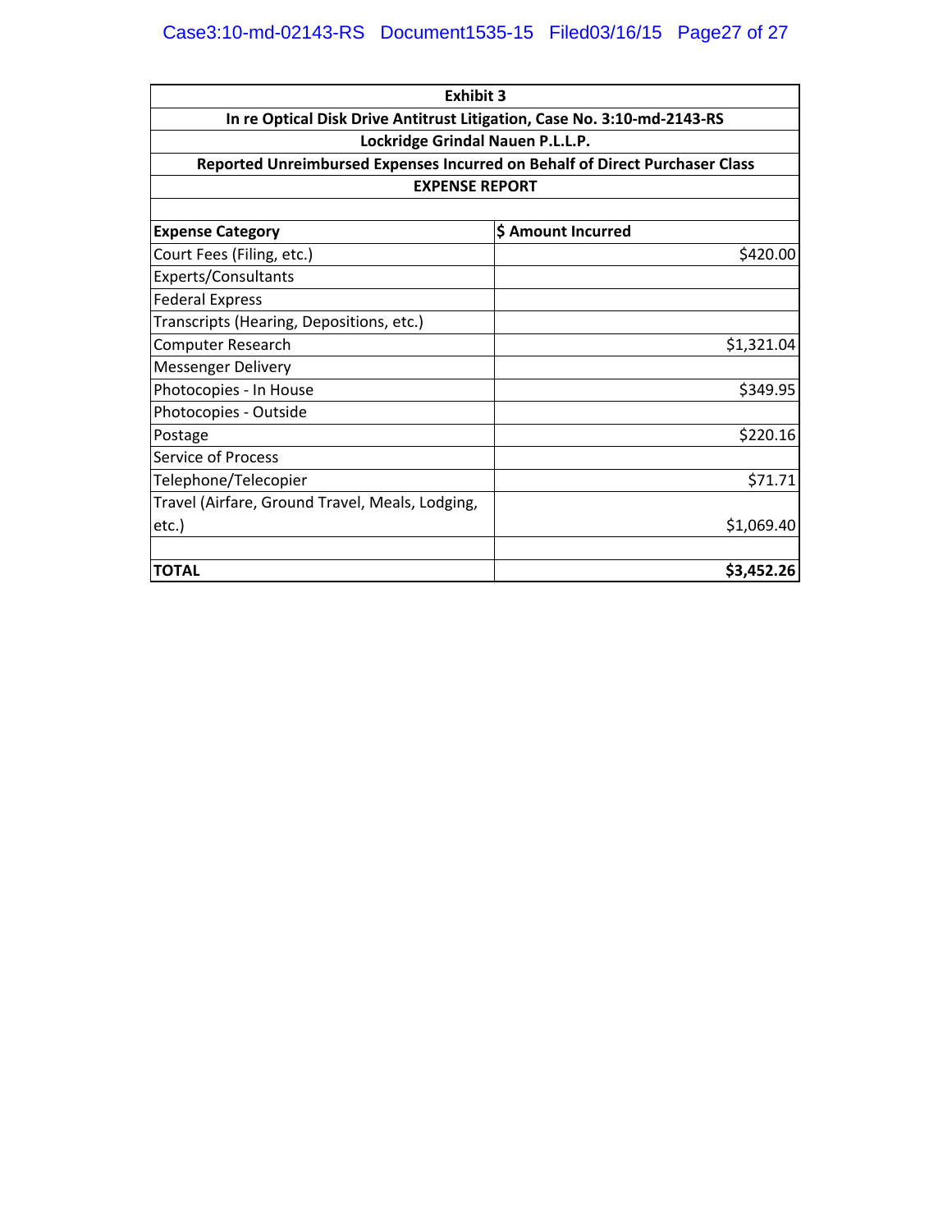**Exhibit 3**

**In re Optical Disk Drive Antitrust Litigation, Case No. 3:10-md-2143-RS**

**Lockridge Grindal Nauen P.L.L.P.**

**Reported Unreimbursed Expenses Incurred on Behalf of Direct Purchaser Class**

**EXPENSE REPORT**

| **Expense Category** | **$ Amount Incurred** |
|---|---|
| Court Fees (Filing, etc.) | $420.00 |
| Experts/Consultants | |
| Federal Express | |
| Transcripts (Hearing, Depositions, etc.) | |
| Computer Research | $1,321.04 |
| Messenger Delivery | |
| Photocopies - In House | $349.95 |
| Photocopies - Outside | |
| Postage | $220.16 |
| Service of Process | |
| Telephone/Telecopier | $71.71 |
| Travel (Airfare, Ground Travel, Meals, Lodging, etc.) | $1,069.40 |
| | |
| **TOTAL** | **$3,452.26** |